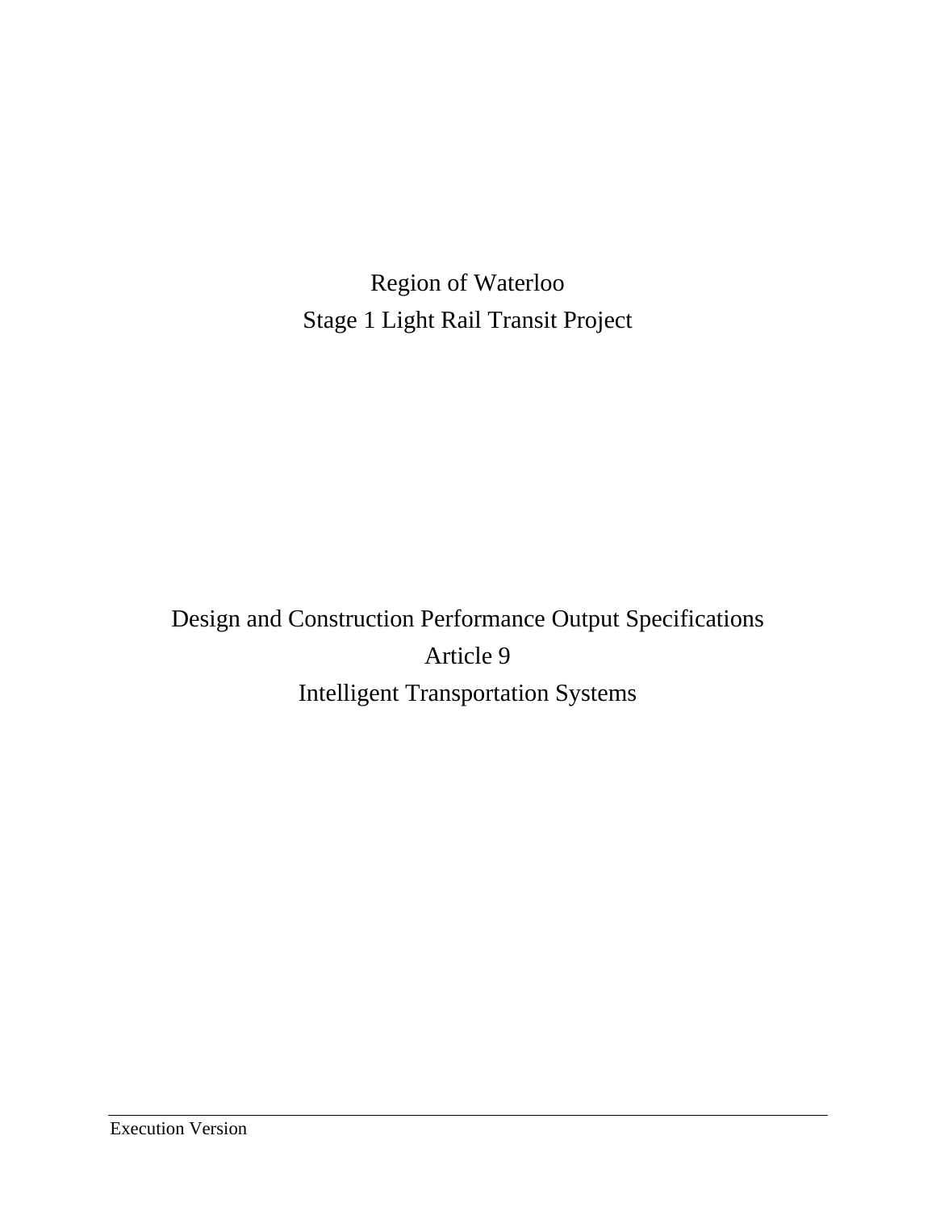Region of Waterloo

Stage 1 Light Rail Transit Project

Design and Construction Performance Output Specifications

Article 9

Intelligent Transportation Systems

Execution Version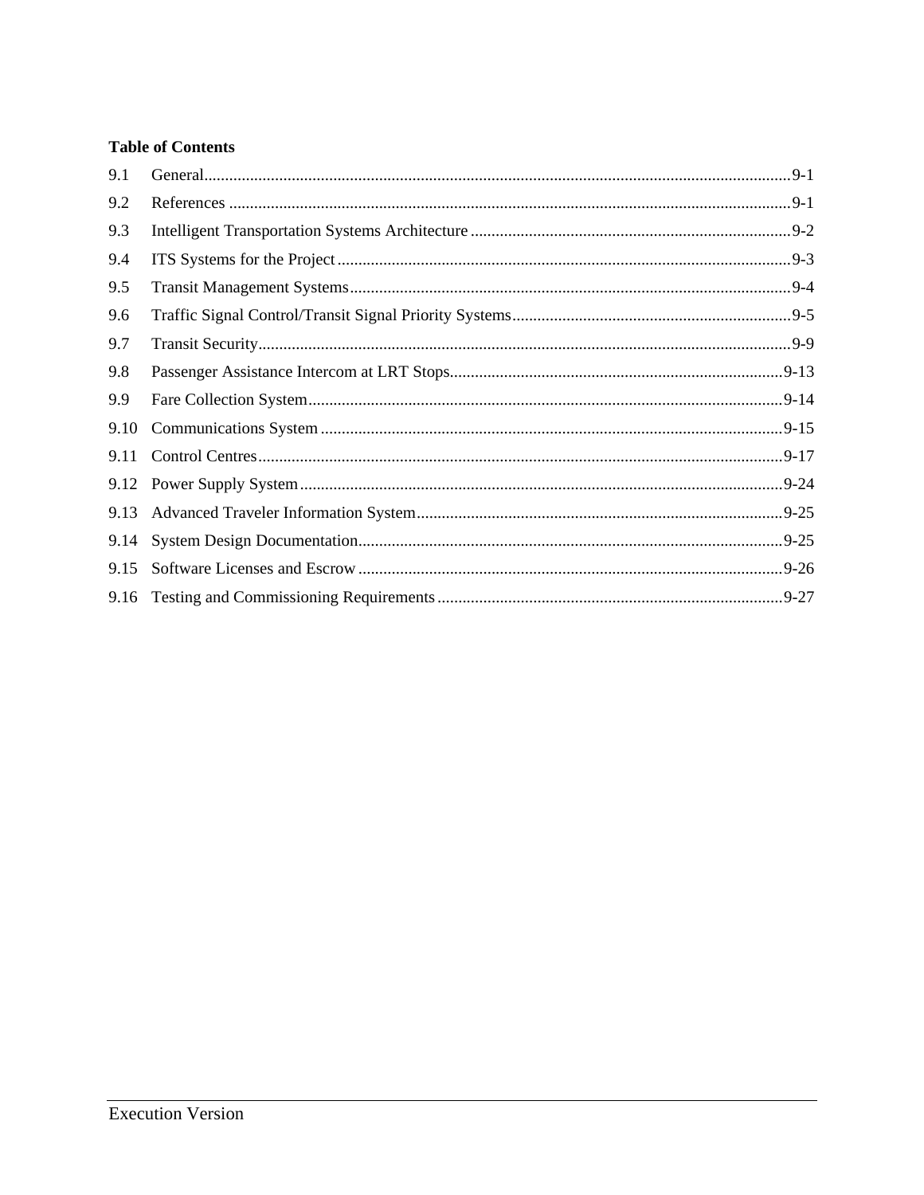**Table of Contents**

| | | |
|---|---|---|
| 9.1 | General | 9-1 |
| 9.2 | References | 9-1 |
| 9.3 | Intelligent Transportation Systems Architecture | 9-2 |
| 9.4 | ITS Systems for the Project | 9-3 |
| 9.5 | Transit Management Systems | 9-4 |
| 9.6 | Traffic Signal Control/Transit Signal Priority Systems | 9-5 |
| 9.7 | Transit Security | 9-9 |
| 9.8 | Passenger Assistance Intercom at LRT Stops | 9-13 |
| 9.9 | Fare Collection System | 9-14 |
| 9.10 | Communications System | 9-15 |
| 9.11 | Control Centres | 9-17 |
| 9.12 | Power Supply System | 9-24 |
| 9.13 | Advanced Traveler Information System | 9-25 |
| 9.14 | System Design Documentation | 9-25 |
| 9.15 | Software Licenses and Escrow | 9-26 |
| 9.16 | Testing and Commissioning Requirements | 9-27 |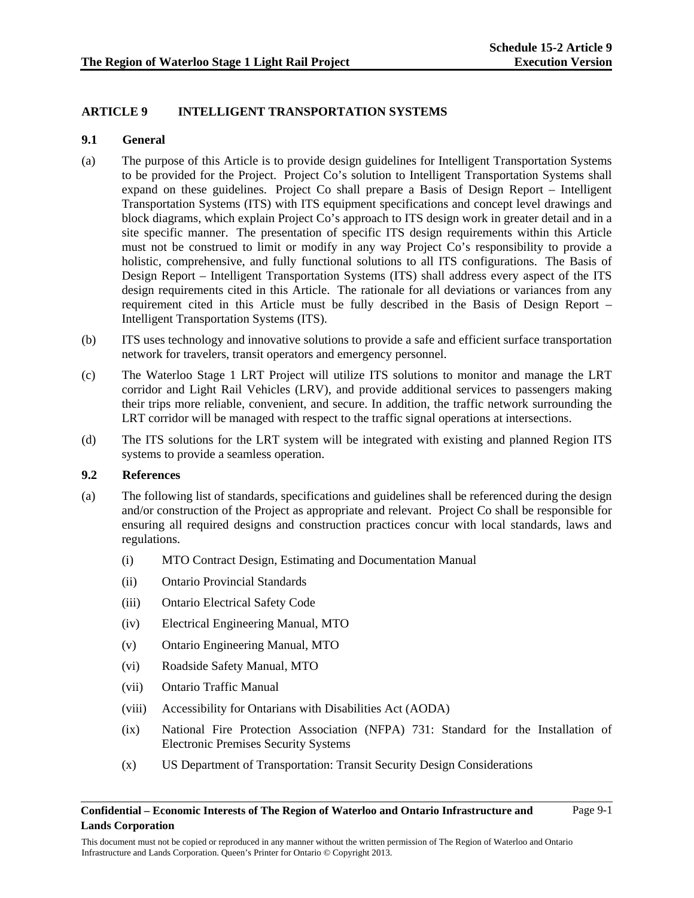## ARTICLE 9 INTELLIGENT TRANSPORTATION SYSTEMS

### 9.1 General

(a) The purpose of this Article is to provide design guidelines for Intelligent Transportation Systems to be provided for the Project. Project Co's solution to Intelligent Transportation Systems shall expand on these guidelines. Project Co shall prepare a Basis of Design Report – Intelligent Transportation Systems (ITS) with ITS equipment specifications and concept level drawings and block diagrams, which explain Project Co's approach to ITS design work in greater detail and in a site specific manner. The presentation of specific ITS design requirements within this Article must not be construed to limit or modify in any way Project Co's responsibility to provide a holistic, comprehensive, and fully functional solutions to all ITS configurations. The Basis of Design Report – Intelligent Transportation Systems (ITS) shall address every aspect of the ITS design requirements cited in this Article. The rationale for all deviations or variances from any requirement cited in this Article must be fully described in the Basis of Design Report – Intelligent Transportation Systems (ITS).

(b) ITS uses technology and innovative solutions to provide a safe and efficient surface transportation network for travelers, transit operators and emergency personnel.

(c) The Waterloo Stage 1 LRT Project will utilize ITS solutions to monitor and manage the LRT corridor and Light Rail Vehicles (LRV), and provide additional services to passengers making their trips more reliable, convenient, and secure. In addition, the traffic network surrounding the LRT corridor will be managed with respect to the traffic signal operations at intersections.

(d) The ITS solutions for the LRT system will be integrated with existing and planned Region ITS systems to provide a seamless operation.

### 9.2 References

(a) The following list of standards, specifications and guidelines shall be referenced during the design and/or construction of the Project as appropriate and relevant. Project Co shall be responsible for ensuring all required designs and construction practices concur with local standards, laws and regulations.

   (i) MTO Contract Design, Estimating and Documentation Manual

   (ii) Ontario Provincial Standards

   (iii) Ontario Electrical Safety Code

   (iv) Electrical Engineering Manual, MTO

   (v) Ontario Engineering Manual, MTO

   (vi) Roadside Safety Manual, MTO

   (vii) Ontario Traffic Manual

   (viii) Accessibility for Ontarians with Disabilities Act (AODA)

   (ix) National Fire Protection Association (NFPA) 731: Standard for the Installation of Electronic Premises Security Systems

   (x) US Department of Transportation: Transit Security Design Considerations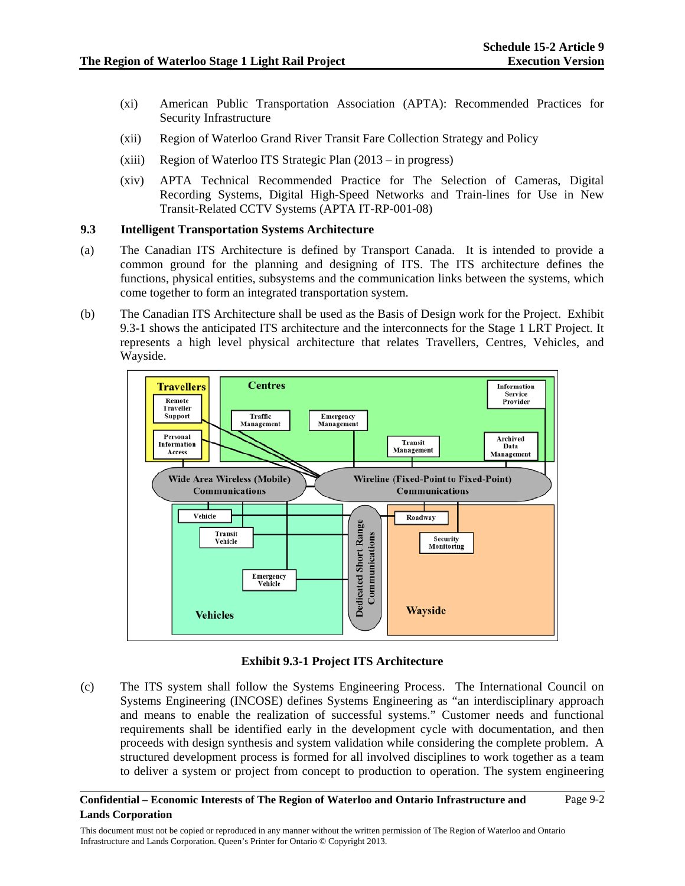(xi) American Public Transportation Association (APTA): Recommended Practices for Security Infrastructure

(xii) Region of Waterloo Grand River Transit Fare Collection Strategy and Policy

(xiii) Region of Waterloo ITS Strategic Plan (2013 – in progress)

(xiv) APTA Technical Recommended Practice for The Selection of Cameras, Digital Recording Systems, Digital High-Speed Networks and Train-lines for Use in New Transit-Related CCTV Systems (APTA IT-RP-001-08)

### 9.3 Intelligent Transportation Systems Architecture

(a) The Canadian ITS Architecture is defined by Transport Canada. It is intended to provide a common ground for the planning and designing of ITS. The ITS architecture defines the functions, physical entities, subsystems and the communication links between the systems, which come together to form an integrated transportation system.

(b) The Canadian ITS Architecture shall be used as the Basis of Design work for the Project. Exhibit 9.3-1 shows the anticipated ITS architecture and the interconnects for the Stage 1 LRT Project. It represents a high level physical architecture that relates Travellers, Centres, Vehicles, and Wayside.

Travellers
Remote Traveller Support
Personal Information Access
Centres
Traffic Management
Emergency Management
Transit Management
Information Service Provider
Archived Data Management
Wide Area Wireless (Mobile) Communications
Wireline (Fixed-Point to Fixed-Point) Communications
Vehicle
Transit Vehicle
Emergency Vehicle
Vehicles
Dedicated Short Range Communications
Roadway
Security Monitoring
Wayside

**Exhibit 9.3-1 Project ITS Architecture**

(c) The ITS system shall follow the Systems Engineering Process. The International Council on Systems Engineering (INCOSE) defines Systems Engineering as "an interdisciplinary approach and means to enable the realization of successful systems." Customer needs and functional requirements shall be identified early in the development cycle with documentation, and then proceeds with design synthesis and system validation while considering the complete problem. A structured development process is formed for all involved disciplines to work together as a team to deliver a system or project from concept to production to operation. The system engineering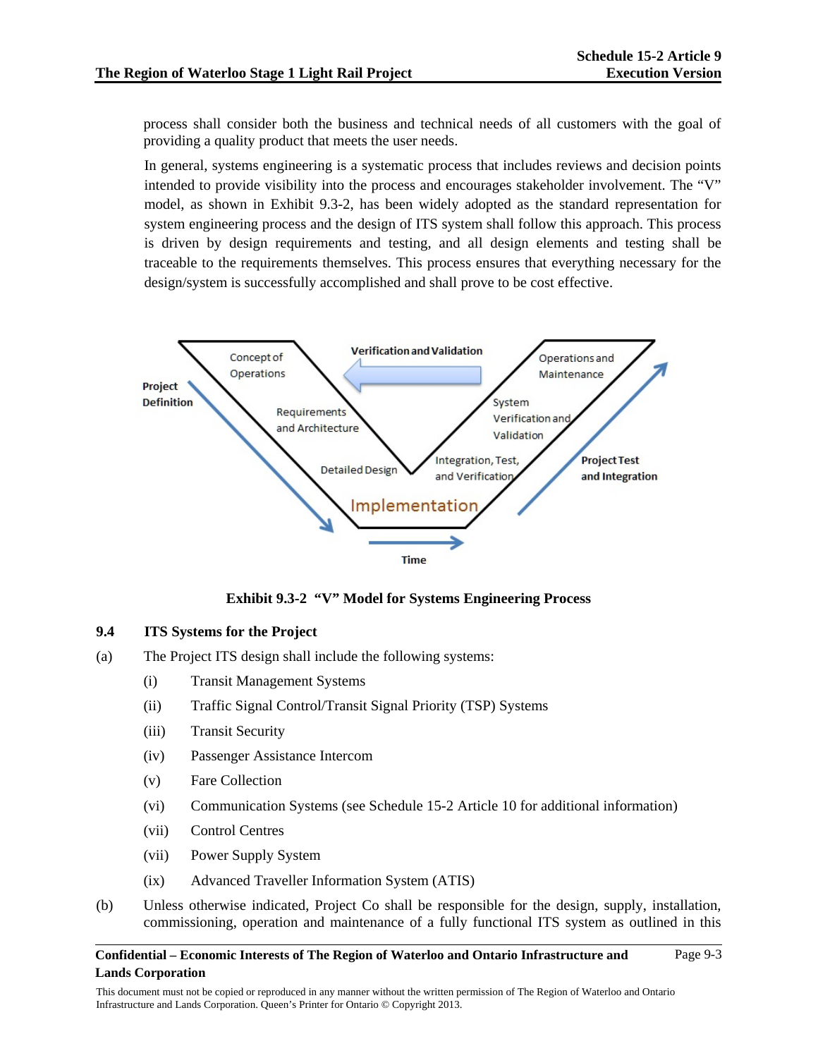process shall consider both the business and technical needs of all customers with the goal of providing a quality product that meets the user needs.

In general, systems engineering is a systematic process that includes reviews and decision points intended to provide visibility into the process and encourages stakeholder involvement. The "V" model, as shown in Exhibit 9.3-2, has been widely adopted as the standard representation for system engineering process and the design of ITS system shall follow this approach. This process is driven by design requirements and testing, and all design elements and testing shall be traceable to the requirements themselves. This process ensures that everything necessary for the design/system is successfully accomplished and shall prove to be cost effective.

Project Definition

Concept of Operations

Requirements and Architecture

Detailed Design

Implementation

Integration, Test, and Verification

System Verification and Validation

Operations and Maintenance

Project Test and Integration

Verification and Validation

Time

**Exhibit 9.3-2 "V" Model for Systems Engineering Process**

## 9.4 ITS Systems for the Project

(a) The Project ITS design shall include the following systems:

(i) Transit Management Systems

(ii) Traffic Signal Control/Transit Signal Priority (TSP) Systems

(iii) Transit Security

(iv) Passenger Assistance Intercom

(v) Fare Collection

(vi) Communication Systems (see Schedule 15-2 Article 10 for additional information)

(vii) Control Centres

(vii) Power Supply System

(ix) Advanced Traveller Information System (ATIS)

(b) Unless otherwise indicated, Project Co shall be responsible for the design, supply, installation, commissioning, operation and maintenance of a fully functional ITS system as outlined in this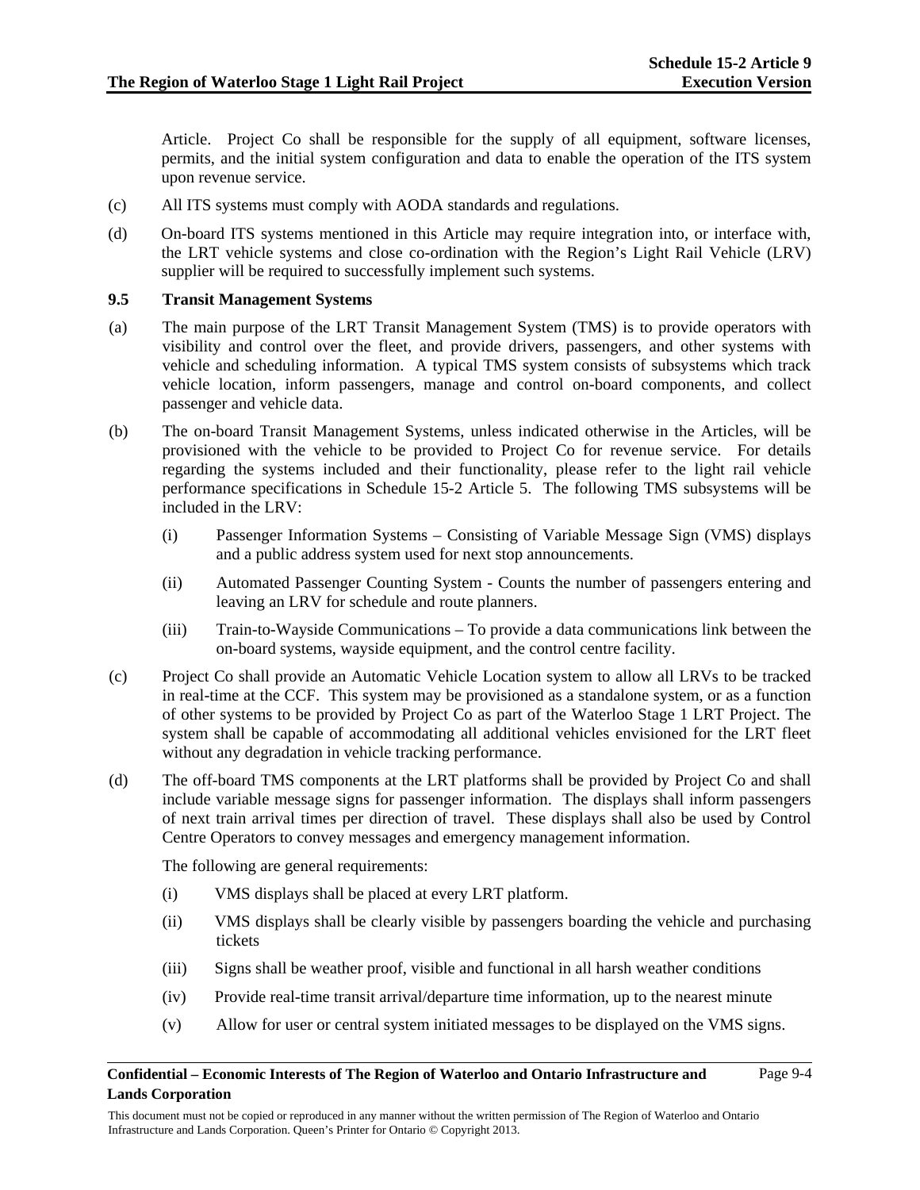Article. Project Co shall be responsible for the supply of all equipment, software licenses, permits, and the initial system configuration and data to enable the operation of the ITS system upon revenue service.

(c) All ITS systems must comply with AODA standards and regulations.

(d) On-board ITS systems mentioned in this Article may require integration into, or interface with, the LRT vehicle systems and close co-ordination with the Region's Light Rail Vehicle (LRV) supplier will be required to successfully implement such systems.

### 9.5 Transit Management Systems

(a) The main purpose of the LRT Transit Management System (TMS) is to provide operators with visibility and control over the fleet, and provide drivers, passengers, and other systems with vehicle and scheduling information. A typical TMS system consists of subsystems which track vehicle location, inform passengers, manage and control on-board components, and collect passenger and vehicle data.

(b) The on-board Transit Management Systems, unless indicated otherwise in the Articles, will be provisioned with the vehicle to be provided to Project Co for revenue service. For details regarding the systems included and their functionality, please refer to the light rail vehicle performance specifications in Schedule 15-2 Article 5. The following TMS subsystems will be included in the LRV:

(i) Passenger Information Systems – Consisting of Variable Message Sign (VMS) displays and a public address system used for next stop announcements.

(ii) Automated Passenger Counting System - Counts the number of passengers entering and leaving an LRV for schedule and route planners.

(iii) Train-to-Wayside Communications – To provide a data communications link between the on-board systems, wayside equipment, and the control centre facility.

(c) Project Co shall provide an Automatic Vehicle Location system to allow all LRVs to be tracked in real-time at the CCF. This system may be provisioned as a standalone system, or as a function of other systems to be provided by Project Co as part of the Waterloo Stage 1 LRT Project. The system shall be capable of accommodating all additional vehicles envisioned for the LRT fleet without any degradation in vehicle tracking performance.

(d) The off-board TMS components at the LRT platforms shall be provided by Project Co and shall include variable message signs for passenger information. The displays shall inform passengers of next train arrival times per direction of travel. These displays shall also be used by Control Centre Operators to convey messages and emergency management information.

The following are general requirements:

(i) VMS displays shall be placed at every LRT platform.

(ii) VMS displays shall be clearly visible by passengers boarding the vehicle and purchasing tickets

(iii) Signs shall be weather proof, visible and functional in all harsh weather conditions

(iv) Provide real-time transit arrival/departure time information, up to the nearest minute

(v) Allow for user or central system initiated messages to be displayed on the VMS signs.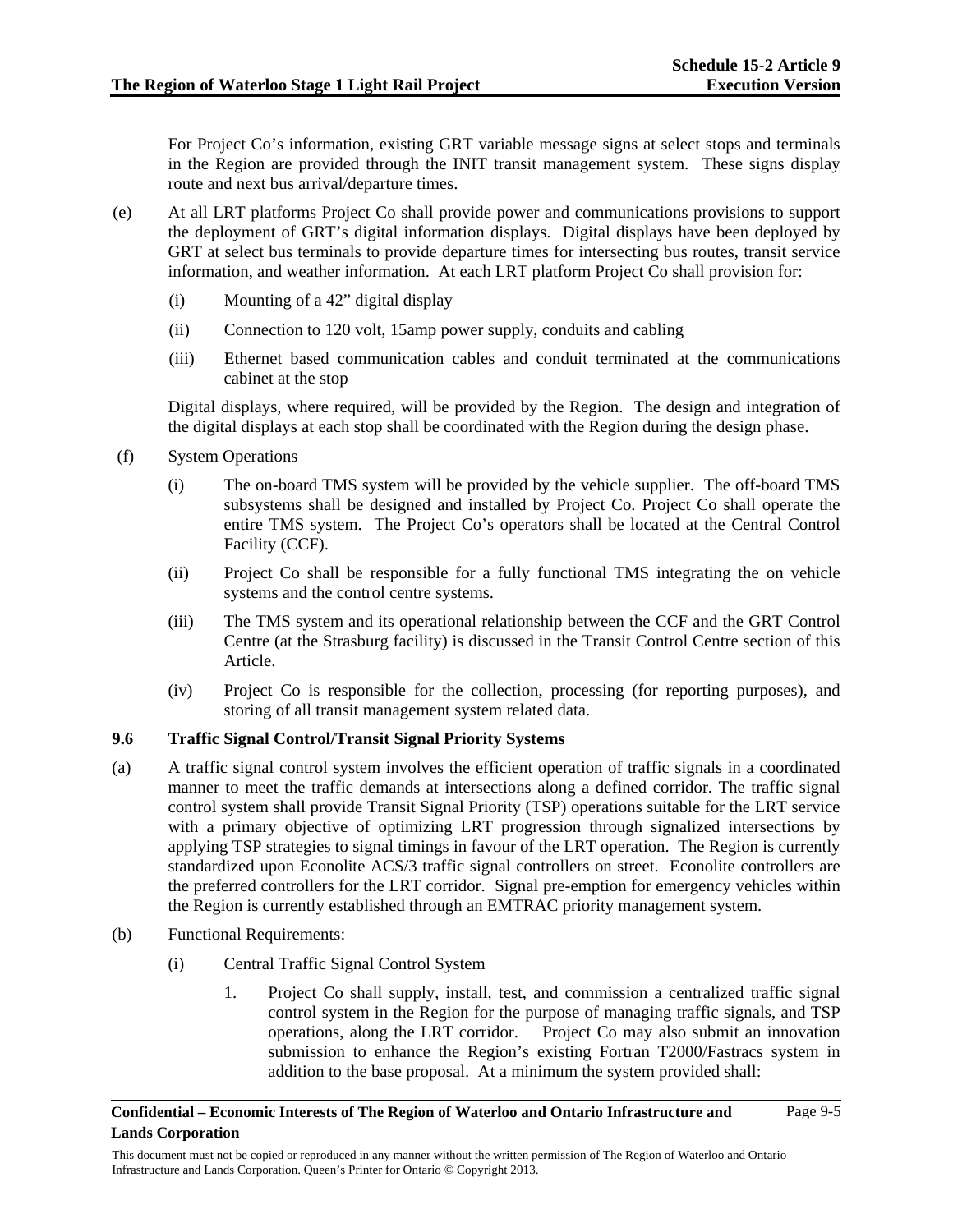For Project Co's information, existing GRT variable message signs at select stops and terminals in the Region are provided through the INIT transit management system. These signs display route and next bus arrival/departure times.

(e) At all LRT platforms Project Co shall provide power and communications provisions to support the deployment of GRT's digital information displays. Digital displays have been deployed by GRT at select bus terminals to provide departure times for intersecting bus routes, transit service information, and weather information. At each LRT platform Project Co shall provision for:

 (i) Mounting of a 42" digital display

 (ii) Connection to 120 volt, 15amp power supply, conduits and cabling

 (iii) Ethernet based communication cables and conduit terminated at the communications cabinet at the stop

Digital displays, where required, will be provided by the Region. The design and integration of the digital displays at each stop shall be coordinated with the Region during the design phase.

(f) System Operations

 (i) The on-board TMS system will be provided by the vehicle supplier. The off-board TMS subsystems shall be designed and installed by Project Co. Project Co shall operate the entire TMS system. The Project Co's operators shall be located at the Central Control Facility (CCF).

 (ii) Project Co shall be responsible for a fully functional TMS integrating the on vehicle systems and the control centre systems.

 (iii) The TMS system and its operational relationship between the CCF and the GRT Control Centre (at the Strasburg facility) is discussed in the Transit Control Centre section of this Article.

 (iv) Project Co is responsible for the collection, processing (for reporting purposes), and storing of all transit management system related data.

### 9.6 Traffic Signal Control/Transit Signal Priority Systems

(a) A traffic signal control system involves the efficient operation of traffic signals in a coordinated manner to meet the traffic demands at intersections along a defined corridor. The traffic signal control system shall provide Transit Signal Priority (TSP) operations suitable for the LRT service with a primary objective of optimizing LRT progression through signalized intersections by applying TSP strategies to signal timings in favour of the LRT operation. The Region is currently standardized upon Econolite ACS/3 traffic signal controllers on street. Econolite controllers are the preferred controllers for the LRT corridor. Signal pre-emption for emergency vehicles within the Region is currently established through an EMTRAC priority management system.

(b) Functional Requirements:

 (i) Central Traffic Signal Control System

  1. Project Co shall supply, install, test, and commission a centralized traffic signal control system in the Region for the purpose of managing traffic signals, and TSP operations, along the LRT corridor. Project Co may also submit an innovation submission to enhance the Region's existing Fortran T2000/Fastracs system in addition to the base proposal. At a minimum the system provided shall: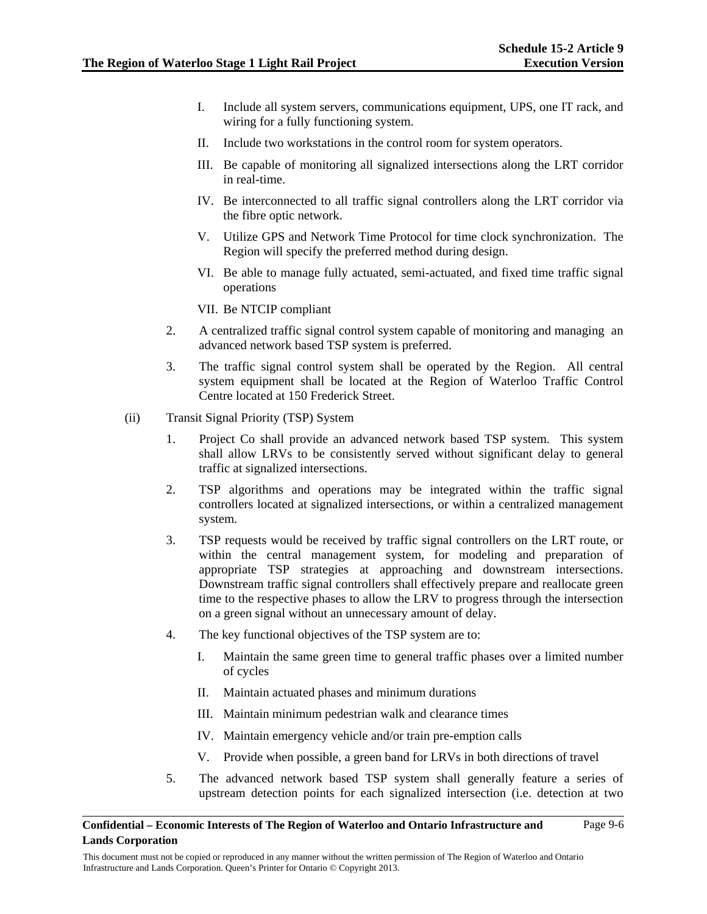I. Include all system servers, communications equipment, UPS, one IT rack, and wiring for a fully functioning system.

II. Include two workstations in the control room for system operators.

III. Be capable of monitoring all signalized intersections along the LRT corridor in real-time.

IV. Be interconnected to all traffic signal controllers along the LRT corridor via the fibre optic network.

V. Utilize GPS and Network Time Protocol for time clock synchronization. The Region will specify the preferred method during design.

VI. Be able to manage fully actuated, semi-actuated, and fixed time traffic signal operations

VII. Be NTCIP compliant

2. A centralized traffic signal control system capable of monitoring and managing an advanced network based TSP system is preferred.

3. The traffic signal control system shall be operated by the Region. All central system equipment shall be located at the Region of Waterloo Traffic Control Centre located at 150 Frederick Street.

(ii) Transit Signal Priority (TSP) System

1. Project Co shall provide an advanced network based TSP system. This system shall allow LRVs to be consistently served without significant delay to general traffic at signalized intersections.

2. TSP algorithms and operations may be integrated within the traffic signal controllers located at signalized intersections, or within a centralized management system.

3. TSP requests would be received by traffic signal controllers on the LRT route, or within the central management system, for modeling and preparation of appropriate TSP strategies at approaching and downstream intersections. Downstream traffic signal controllers shall effectively prepare and reallocate green time to the respective phases to allow the LRV to progress through the intersection on a green signal without an unnecessary amount of delay.

4. The key functional objectives of the TSP system are to:

I. Maintain the same green time to general traffic phases over a limited number of cycles

II. Maintain actuated phases and minimum durations

III. Maintain minimum pedestrian walk and clearance times

IV. Maintain emergency vehicle and/or train pre-emption calls

V. Provide when possible, a green band for LRVs in both directions of travel

5. The advanced network based TSP system shall generally feature a series of upstream detection points for each signalized intersection (i.e. detection at two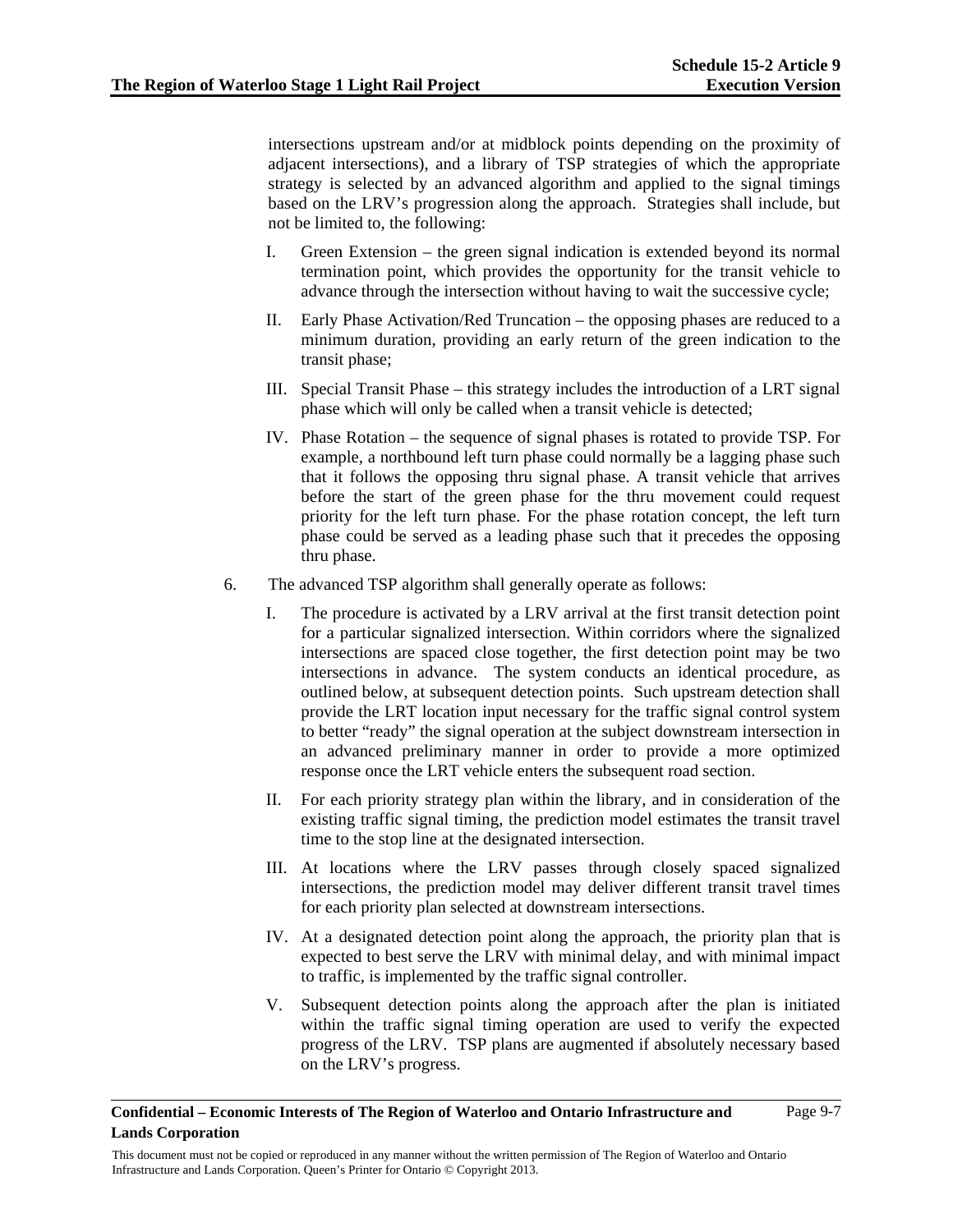intersections upstream and/or at midblock points depending on the proximity of adjacent intersections), and a library of TSP strategies of which the appropriate strategy is selected by an advanced algorithm and applied to the signal timings based on the LRV's progression along the approach. Strategies shall include, but not be limited to, the following:

I. Green Extension – the green signal indication is extended beyond its normal termination point, which provides the opportunity for the transit vehicle to advance through the intersection without having to wait the successive cycle;

II. Early Phase Activation/Red Truncation – the opposing phases are reduced to a minimum duration, providing an early return of the green indication to the transit phase;

III. Special Transit Phase – this strategy includes the introduction of a LRT signal phase which will only be called when a transit vehicle is detected;

IV. Phase Rotation – the sequence of signal phases is rotated to provide TSP. For example, a northbound left turn phase could normally be a lagging phase such that it follows the opposing thru signal phase. A transit vehicle that arrives before the start of the green phase for the thru movement could request priority for the left turn phase. For the phase rotation concept, the left turn phase could be served as a leading phase such that it precedes the opposing thru phase.

6. The advanced TSP algorithm shall generally operate as follows:

I. The procedure is activated by a LRV arrival at the first transit detection point for a particular signalized intersection. Within corridors where the signalized intersections are spaced close together, the first detection point may be two intersections in advance. The system conducts an identical procedure, as outlined below, at subsequent detection points. Such upstream detection shall provide the LRT location input necessary for the traffic signal control system to better "ready" the signal operation at the subject downstream intersection in an advanced preliminary manner in order to provide a more optimized response once the LRT vehicle enters the subsequent road section.

II. For each priority strategy plan within the library, and in consideration of the existing traffic signal timing, the prediction model estimates the transit travel time to the stop line at the designated intersection.

III. At locations where the LRV passes through closely spaced signalized intersections, the prediction model may deliver different transit travel times for each priority plan selected at downstream intersections.

IV. At a designated detection point along the approach, the priority plan that is expected to best serve the LRV with minimal delay, and with minimal impact to traffic, is implemented by the traffic signal controller.

V. Subsequent detection points along the approach after the plan is initiated within the traffic signal timing operation are used to verify the expected progress of the LRV. TSP plans are augmented if absolutely necessary based on the LRV's progress.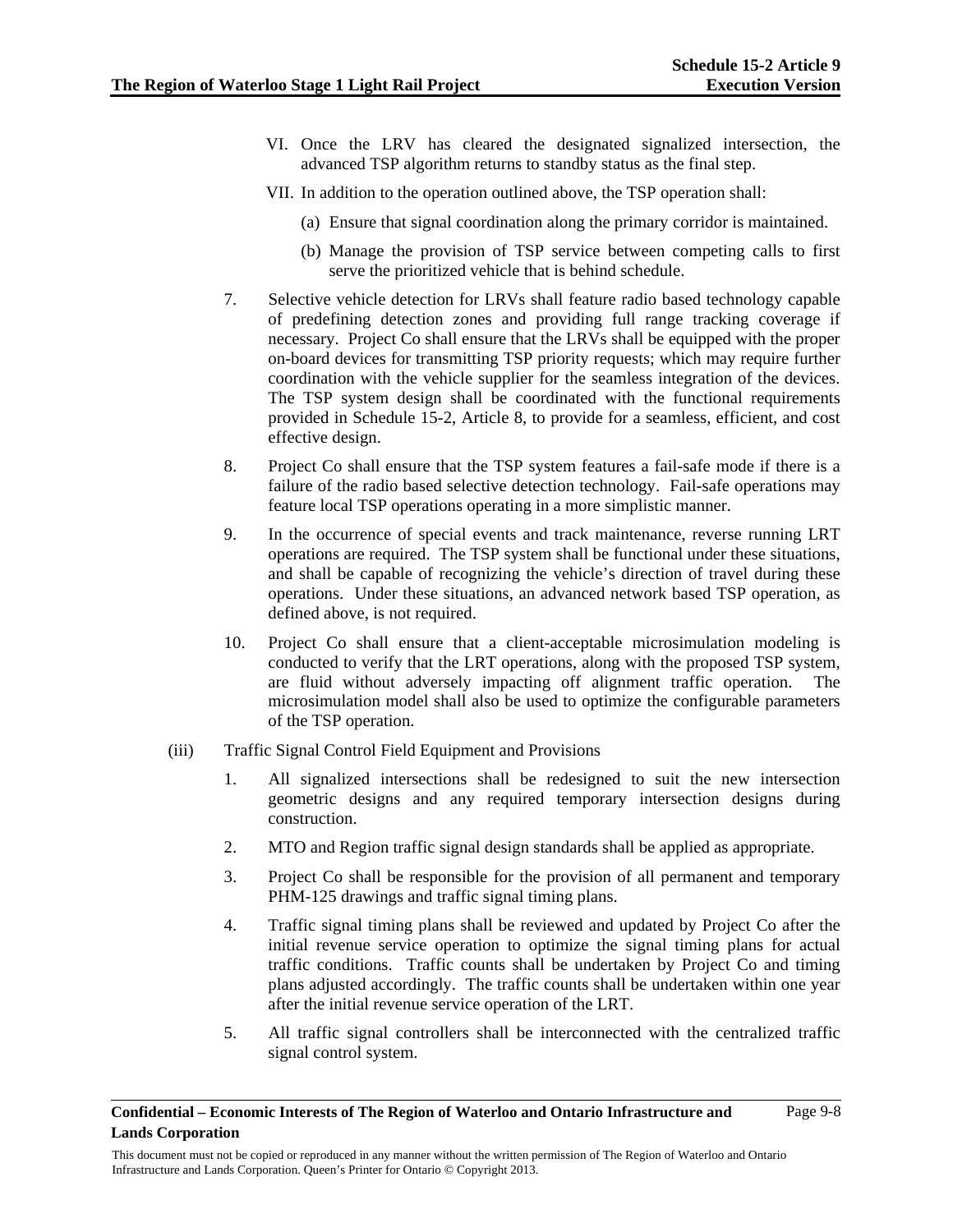VI. Once the LRV has cleared the designated signalized intersection, the advanced TSP algorithm returns to standby status as the final step.

VII. In addition to the operation outlined above, the TSP operation shall:

(a) Ensure that signal coordination along the primary corridor is maintained.

(b) Manage the provision of TSP service between competing calls to first serve the prioritized vehicle that is behind schedule.

7. Selective vehicle detection for LRVs shall feature radio based technology capable of predefining detection zones and providing full range tracking coverage if necessary. Project Co shall ensure that the LRVs shall be equipped with the proper on-board devices for transmitting TSP priority requests; which may require further coordination with the vehicle supplier for the seamless integration of the devices. The TSP system design shall be coordinated with the functional requirements provided in Schedule 15-2, Article 8, to provide for a seamless, efficient, and cost effective design.

8. Project Co shall ensure that the TSP system features a fail-safe mode if there is a failure of the radio based selective detection technology. Fail-safe operations may feature local TSP operations operating in a more simplistic manner.

9. In the occurrence of special events and track maintenance, reverse running LRT operations are required. The TSP system shall be functional under these situations, and shall be capable of recognizing the vehicle's direction of travel during these operations. Under these situations, an advanced network based TSP operation, as defined above, is not required.

10. Project Co shall ensure that a client-acceptable microsimulation modeling is conducted to verify that the LRT operations, along with the proposed TSP system, are fluid without adversely impacting off alignment traffic operation. The microsimulation model shall also be used to optimize the configurable parameters of the TSP operation.

(iii) Traffic Signal Control Field Equipment and Provisions

1. All signalized intersections shall be redesigned to suit the new intersection geometric designs and any required temporary intersection designs during construction.

2. MTO and Region traffic signal design standards shall be applied as appropriate.

3. Project Co shall be responsible for the provision of all permanent and temporary PHM-125 drawings and traffic signal timing plans.

4. Traffic signal timing plans shall be reviewed and updated by Project Co after the initial revenue service operation to optimize the signal timing plans for actual traffic conditions. Traffic counts shall be undertaken by Project Co and timing plans adjusted accordingly. The traffic counts shall be undertaken within one year after the initial revenue service operation of the LRT.

5. All traffic signal controllers shall be interconnected with the centralized traffic signal control system.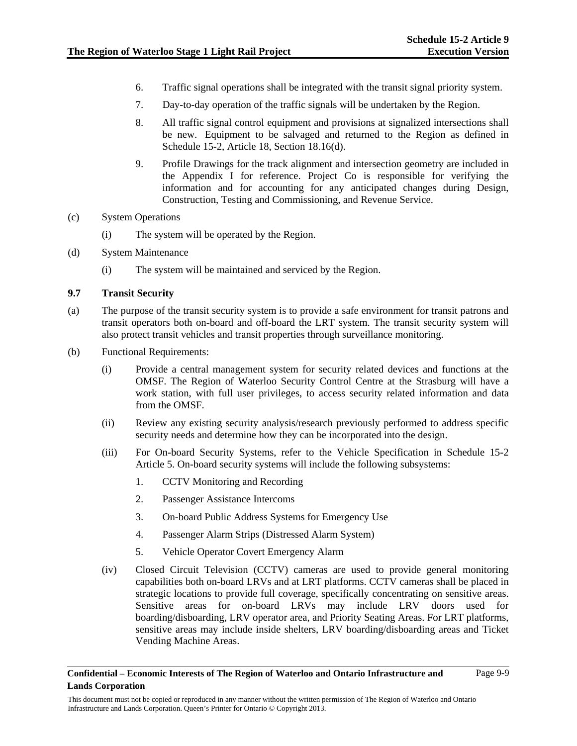6. Traffic signal operations shall be integrated with the transit signal priority system.

7. Day-to-day operation of the traffic signals will be undertaken by the Region.

8. All traffic signal control equipment and provisions at signalized intersections shall be new. Equipment to be salvaged and returned to the Region as defined in Schedule 15-2, Article 18, Section 18.16(d).

9. Profile Drawings for the track alignment and intersection geometry are included in the Appendix I for reference. Project Co is responsible for verifying the information and for accounting for any anticipated changes during Design, Construction, Testing and Commissioning, and Revenue Service.

(c) System Operations

(i) The system will be operated by the Region.

(d) System Maintenance

(i) The system will be maintained and serviced by the Region.

### 9.7 Transit Security

(a) The purpose of the transit security system is to provide a safe environment for transit patrons and transit operators both on-board and off-board the LRT system. The transit security system will also protect transit vehicles and transit properties through surveillance monitoring.

(b) Functional Requirements:

(i) Provide a central management system for security related devices and functions at the OMSF. The Region of Waterloo Security Control Centre at the Strasburg will have a work station, with full user privileges, to access security related information and data from the OMSF.

(ii) Review any existing security analysis/research previously performed to address specific security needs and determine how they can be incorporated into the design.

(iii) For On-board Security Systems, refer to the Vehicle Specification in Schedule 15-2 Article 5. On-board security systems will include the following subsystems:

1. CCTV Monitoring and Recording

2. Passenger Assistance Intercoms

3. On-board Public Address Systems for Emergency Use

4. Passenger Alarm Strips (Distressed Alarm System)

5. Vehicle Operator Covert Emergency Alarm

(iv) Closed Circuit Television (CCTV) cameras are used to provide general monitoring capabilities both on-board LRVs and at LRT platforms. CCTV cameras shall be placed in strategic locations to provide full coverage, specifically concentrating on sensitive areas. Sensitive areas for on-board LRVs may include LRV doors used for boarding/disboarding, LRV operator area, and Priority Seating Areas. For LRT platforms, sensitive areas may include inside shelters, LRV boarding/disboarding areas and Ticket Vending Machine Areas.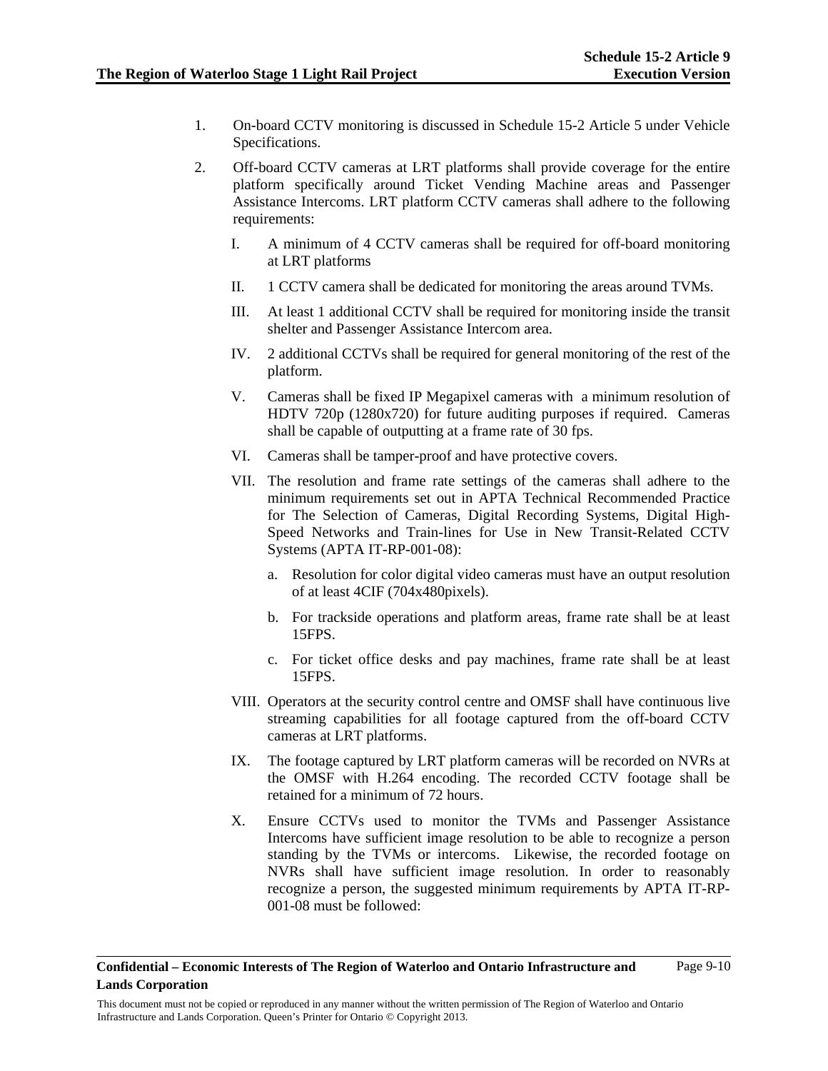1. On-board CCTV monitoring is discussed in Schedule 15-2 Article 5 under Vehicle Specifications.
2. Off-board CCTV cameras at LRT platforms shall provide coverage for the entire platform specifically around Ticket Vending Machine areas and Passenger Assistance Intercoms. LRT platform CCTV cameras shall adhere to the following requirements:
   - I. A minimum of 4 CCTV cameras shall be required for off-board monitoring at LRT platforms
   - II. 1 CCTV camera shall be dedicated for monitoring the areas around TVMs.
   - III. At least 1 additional CCTV shall be required for monitoring inside the transit shelter and Passenger Assistance Intercom area.
   - IV. 2 additional CCTVs shall be required for general monitoring of the rest of the platform.
   - V. Cameras shall be fixed IP Megapixel cameras with a minimum resolution of HDTV 720p (1280x720) for future auditing purposes if required. Cameras shall be capable of outputting at a frame rate of 30 fps.
   - VI. Cameras shall be tamper-proof and have protective covers.
   - VII. The resolution and frame rate settings of the cameras shall adhere to the minimum requirements set out in APTA Technical Recommended Practice for The Selection of Cameras, Digital Recording Systems, Digital High-Speed Networks and Train-lines for Use in New Transit-Related CCTV Systems (APTA IT-RP-001-08):
     - a. Resolution for color digital video cameras must have an output resolution of at least 4CIF (704x480pixels).
     - b. For trackside operations and platform areas, frame rate shall be at least 15FPS.
     - c. For ticket office desks and pay machines, frame rate shall be at least 15FPS.
   - VIII. Operators at the security control centre and OMSF shall have continuous live streaming capabilities for all footage captured from the off-board CCTV cameras at LRT platforms.
   - IX. The footage captured by LRT platform cameras will be recorded on NVRs at the OMSF with H.264 encoding. The recorded CCTV footage shall be retained for a minimum of 72 hours.
   - X. Ensure CCTVs used to monitor the TVMs and Passenger Assistance Intercoms have sufficient image resolution to be able to recognize a person standing by the TVMs or intercoms. Likewise, the recorded footage on NVRs shall have sufficient image resolution. In order to reasonably recognize a person, the suggested minimum requirements by APTA IT-RP-001-08 must be followed: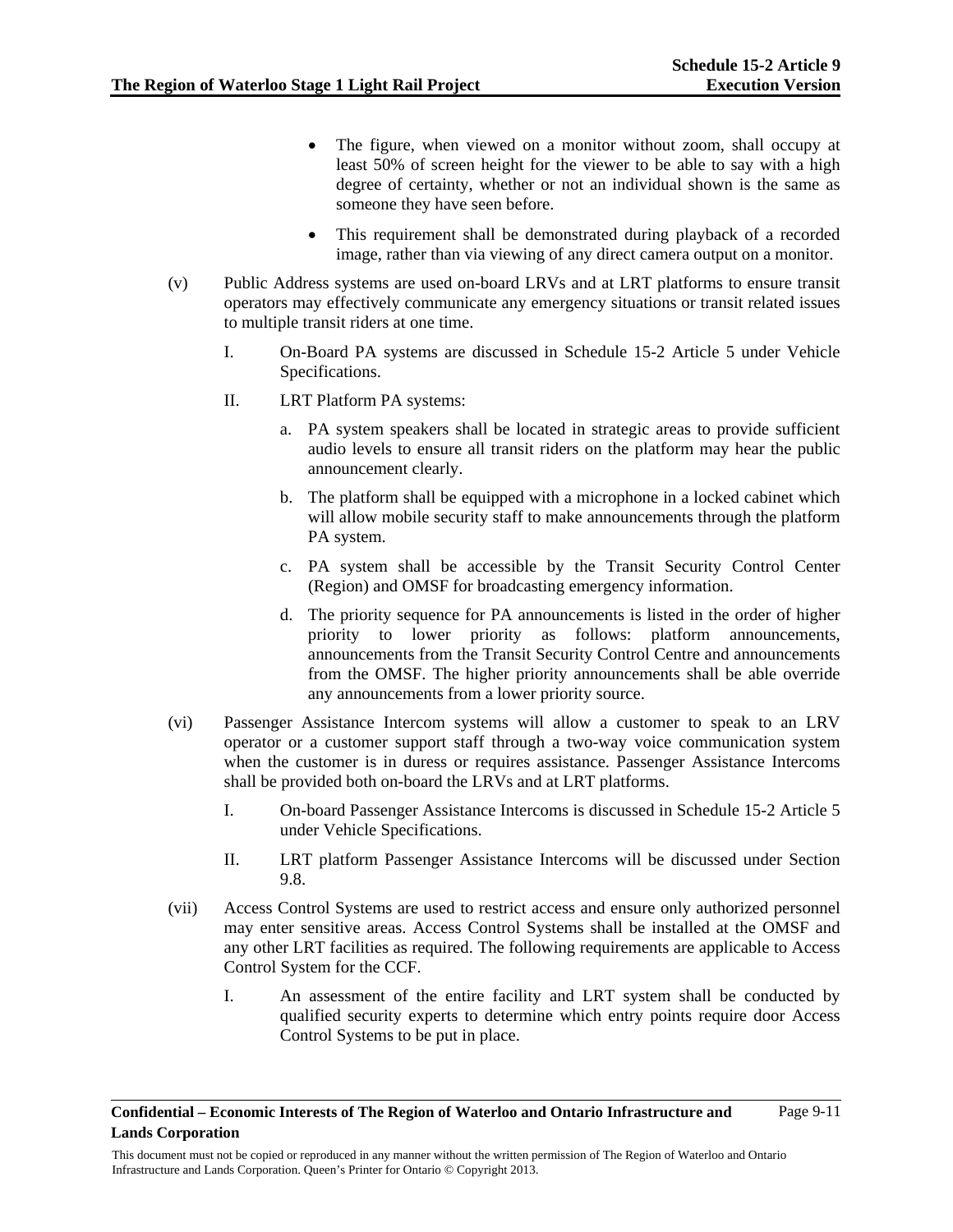- The figure, when viewed on a monitor without zoom, shall occupy at least 50% of screen height for the viewer to be able to say with a high degree of certainty, whether or not an individual shown is the same as someone they have seen before.
- This requirement shall be demonstrated during playback of a recorded image, rather than via viewing of any direct camera output on a monitor.

(v) Public Address systems are used on-board LRVs and at LRT platforms to ensure transit operators may effectively communicate any emergency situations or transit related issues to multiple transit riders at one time.

I. On-Board PA systems are discussed in Schedule 15-2 Article 5 under Vehicle Specifications.

II. LRT Platform PA systems:

a. PA system speakers shall be located in strategic areas to provide sufficient audio levels to ensure all transit riders on the platform may hear the public announcement clearly.

b. The platform shall be equipped with a microphone in a locked cabinet which will allow mobile security staff to make announcements through the platform PA system.

c. PA system shall be accessible by the Transit Security Control Center (Region) and OMSF for broadcasting emergency information.

d. The priority sequence for PA announcements is listed in the order of higher priority to lower priority as follows: platform announcements, announcements from the Transit Security Control Centre and announcements from the OMSF. The higher priority announcements shall be able override any announcements from a lower priority source.

(vi) Passenger Assistance Intercom systems will allow a customer to speak to an LRV operator or a customer support staff through a two-way voice communication system when the customer is in duress or requires assistance. Passenger Assistance Intercoms shall be provided both on-board the LRVs and at LRT platforms.

I. On-board Passenger Assistance Intercoms is discussed in Schedule 15-2 Article 5 under Vehicle Specifications.

II. LRT platform Passenger Assistance Intercoms will be discussed under Section 9.8.

(vii) Access Control Systems are used to restrict access and ensure only authorized personnel may enter sensitive areas. Access Control Systems shall be installed at the OMSF and any other LRT facilities as required. The following requirements are applicable to Access Control System for the CCF.

I. An assessment of the entire facility and LRT system shall be conducted by qualified security experts to determine which entry points require door Access Control Systems to be put in place.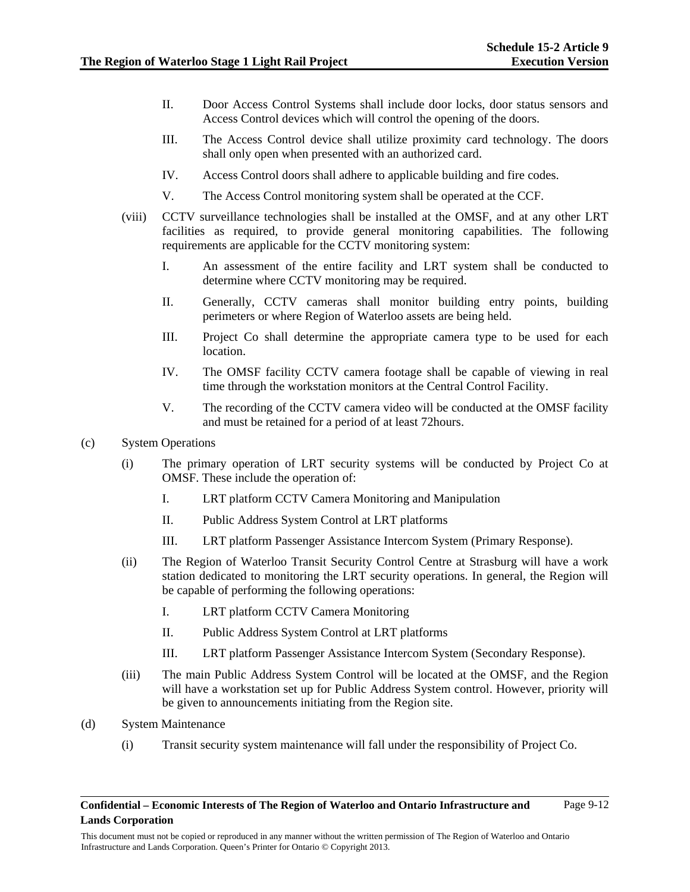II. Door Access Control Systems shall include door locks, door status sensors and Access Control devices which will control the opening of the doors.

III. The Access Control device shall utilize proximity card technology. The doors shall only open when presented with an authorized card.

IV. Access Control doors shall adhere to applicable building and fire codes.

V. The Access Control monitoring system shall be operated at the CCF.

(viii) CCTV surveillance technologies shall be installed at the OMSF, and at any other LRT facilities as required, to provide general monitoring capabilities. The following requirements are applicable for the CCTV monitoring system:

I. An assessment of the entire facility and LRT system shall be conducted to determine where CCTV monitoring may be required.

II. Generally, CCTV cameras shall monitor building entry points, building perimeters or where Region of Waterloo assets are being held.

III. Project Co shall determine the appropriate camera type to be used for each location.

IV. The OMSF facility CCTV camera footage shall be capable of viewing in real time through the workstation monitors at the Central Control Facility.

V. The recording of the CCTV camera video will be conducted at the OMSF facility and must be retained for a period of at least 72hours.

(c) System Operations

(i) The primary operation of LRT security systems will be conducted by Project Co at OMSF. These include the operation of:

I. LRT platform CCTV Camera Monitoring and Manipulation

II. Public Address System Control at LRT platforms

III. LRT platform Passenger Assistance Intercom System (Primary Response).

(ii) The Region of Waterloo Transit Security Control Centre at Strasburg will have a work station dedicated to monitoring the LRT security operations. In general, the Region will be capable of performing the following operations:

I. LRT platform CCTV Camera Monitoring

II. Public Address System Control at LRT platforms

III. LRT platform Passenger Assistance Intercom System (Secondary Response).

(iii) The main Public Address System Control will be located at the OMSF, and the Region will have a workstation set up for Public Address System control. However, priority will be given to announcements initiating from the Region site.

(d) System Maintenance

(i) Transit security system maintenance will fall under the responsibility of Project Co.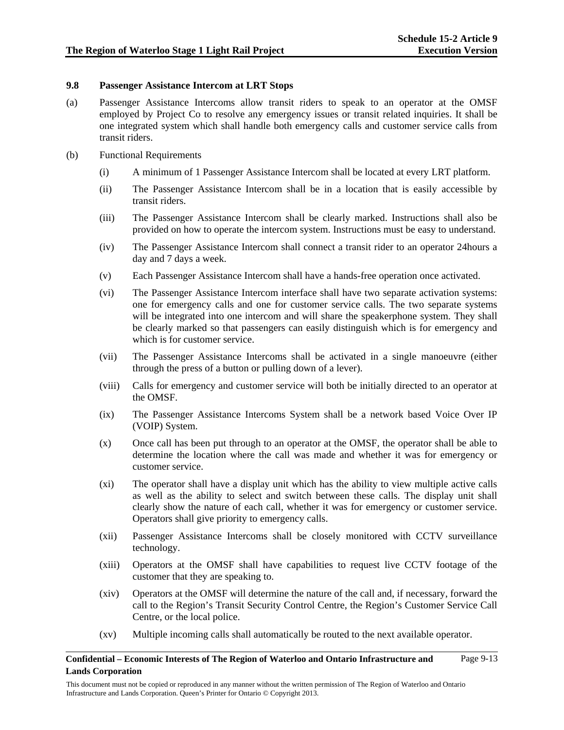### 9.8 Passenger Assistance Intercom at LRT Stops

(a) Passenger Assistance Intercoms allow transit riders to speak to an operator at the OMSF employed by Project Co to resolve any emergency issues or transit related inquiries. It shall be one integrated system which shall handle both emergency calls and customer service calls from transit riders.

(b) Functional Requirements

(i) A minimum of 1 Passenger Assistance Intercom shall be located at every LRT platform.

(ii) The Passenger Assistance Intercom shall be in a location that is easily accessible by transit riders.

(iii) The Passenger Assistance Intercom shall be clearly marked. Instructions shall also be provided on how to operate the intercom system. Instructions must be easy to understand.

(iv) The Passenger Assistance Intercom shall connect a transit rider to an operator 24hours a day and 7 days a week.

(v) Each Passenger Assistance Intercom shall have a hands-free operation once activated.

(vi) The Passenger Assistance Intercom interface shall have two separate activation systems: one for emergency calls and one for customer service calls. The two separate systems will be integrated into one intercom and will share the speakerphone system. They shall be clearly marked so that passengers can easily distinguish which is for emergency and which is for customer service.

(vii) The Passenger Assistance Intercoms shall be activated in a single manoeuvre (either through the press of a button or pulling down of a lever).

(viii) Calls for emergency and customer service will both be initially directed to an operator at the OMSF.

(ix) The Passenger Assistance Intercoms System shall be a network based Voice Over IP (VOIP) System.

(x) Once call has been put through to an operator at the OMSF, the operator shall be able to determine the location where the call was made and whether it was for emergency or customer service.

(xi) The operator shall have a display unit which has the ability to view multiple active calls as well as the ability to select and switch between these calls. The display unit shall clearly show the nature of each call, whether it was for emergency or customer service. Operators shall give priority to emergency calls.

(xii) Passenger Assistance Intercoms shall be closely monitored with CCTV surveillance technology.

(xiii) Operators at the OMSF shall have capabilities to request live CCTV footage of the customer that they are speaking to.

(xiv) Operators at the OMSF will determine the nature of the call and, if necessary, forward the call to the Region's Transit Security Control Centre, the Region's Customer Service Call Centre, or the local police.

(xv) Multiple incoming calls shall automatically be routed to the next available operator.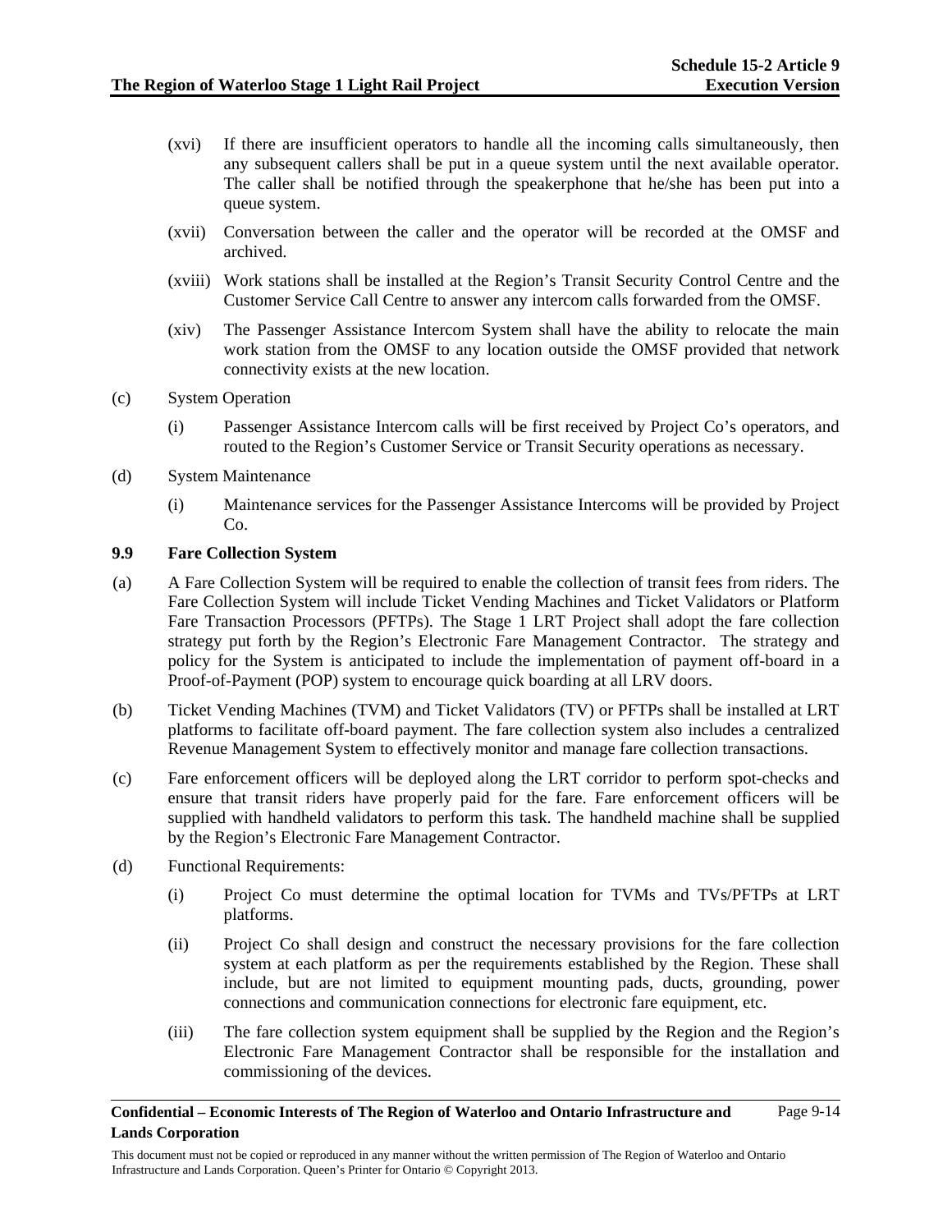(xvi) If there are insufficient operators to handle all the incoming calls simultaneously, then any subsequent callers shall be put in a queue system until the next available operator. The caller shall be notified through the speakerphone that he/she has been put into a queue system.

(xvii) Conversation between the caller and the operator will be recorded at the OMSF and archived.

(xviii) Work stations shall be installed at the Region's Transit Security Control Centre and the Customer Service Call Centre to answer any intercom calls forwarded from the OMSF.

(xiv) The Passenger Assistance Intercom System shall have the ability to relocate the main work station from the OMSF to any location outside the OMSF provided that network connectivity exists at the new location.

(c) System Operation

(i) Passenger Assistance Intercom calls will be first received by Project Co's operators, and routed to the Region's Customer Service or Transit Security operations as necessary.

(d) System Maintenance

(i) Maintenance services for the Passenger Assistance Intercoms will be provided by Project Co.

### 9.9 Fare Collection System

(a) A Fare Collection System will be required to enable the collection of transit fees from riders. The Fare Collection System will include Ticket Vending Machines and Ticket Validators or Platform Fare Transaction Processors (PFTPs). The Stage 1 LRT Project shall adopt the fare collection strategy put forth by the Region's Electronic Fare Management Contractor. The strategy and policy for the System is anticipated to include the implementation of payment off-board in a Proof-of-Payment (POP) system to encourage quick boarding at all LRV doors.

(b) Ticket Vending Machines (TVM) and Ticket Validators (TV) or PFTPs shall be installed at LRT platforms to facilitate off-board payment. The fare collection system also includes a centralized Revenue Management System to effectively monitor and manage fare collection transactions.

(c) Fare enforcement officers will be deployed along the LRT corridor to perform spot-checks and ensure that transit riders have properly paid for the fare. Fare enforcement officers will be supplied with handheld validators to perform this task. The handheld machine shall be supplied by the Region's Electronic Fare Management Contractor.

(d) Functional Requirements:

(i) Project Co must determine the optimal location for TVMs and TVs/PFTPs at LRT platforms.

(ii) Project Co shall design and construct the necessary provisions for the fare collection system at each platform as per the requirements established by the Region. These shall include, but are not limited to equipment mounting pads, ducts, grounding, power connections and communication connections for electronic fare equipment, etc.

(iii) The fare collection system equipment shall be supplied by the Region and the Region's Electronic Fare Management Contractor shall be responsible for the installation and commissioning of the devices.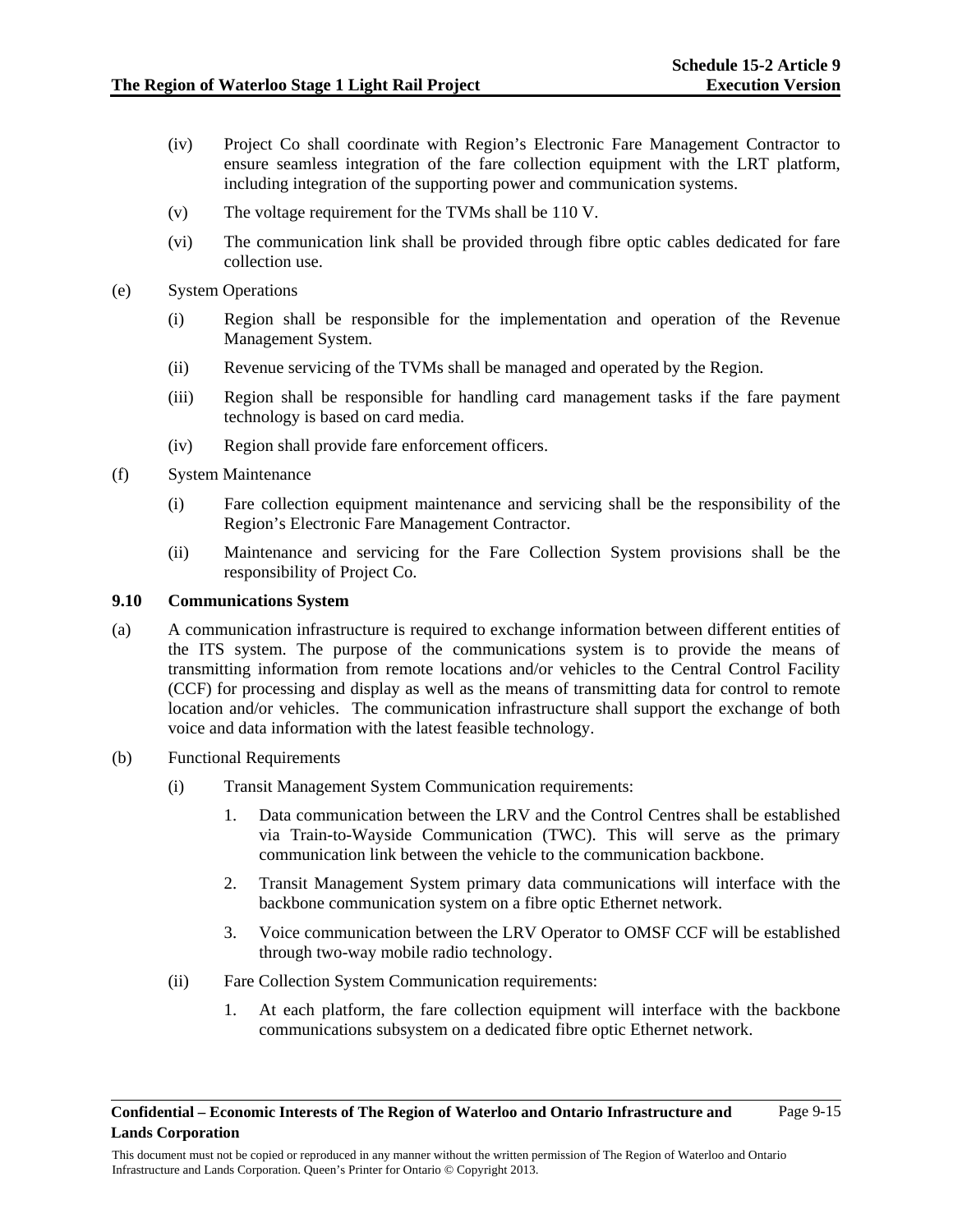(iv) Project Co shall coordinate with Region's Electronic Fare Management Contractor to ensure seamless integration of the fare collection equipment with the LRT platform, including integration of the supporting power and communication systems.

(v) The voltage requirement for the TVMs shall be 110 V.

(vi) The communication link shall be provided through fibre optic cables dedicated for fare collection use.

(e) System Operations

(i) Region shall be responsible for the implementation and operation of the Revenue Management System.

(ii) Revenue servicing of the TVMs shall be managed and operated by the Region.

(iii) Region shall be responsible for handling card management tasks if the fare payment technology is based on card media.

(iv) Region shall provide fare enforcement officers.

(f) System Maintenance

(i) Fare collection equipment maintenance and servicing shall be the responsibility of the Region's Electronic Fare Management Contractor.

(ii) Maintenance and servicing for the Fare Collection System provisions shall be the responsibility of Project Co.

**9.10 Communications System**

(a) A communication infrastructure is required to exchange information between different entities of the ITS system. The purpose of the communications system is to provide the means of transmitting information from remote locations and/or vehicles to the Central Control Facility (CCF) for processing and display as well as the means of transmitting data for control to remote location and/or vehicles. The communication infrastructure shall support the exchange of both voice and data information with the latest feasible technology.

(b) Functional Requirements

(i) Transit Management System Communication requirements:

1. Data communication between the LRV and the Control Centres shall be established via Train-to-Wayside Communication (TWC). This will serve as the primary communication link between the vehicle to the communication backbone.

2. Transit Management System primary data communications will interface with the backbone communication system on a fibre optic Ethernet network.

3. Voice communication between the LRV Operator to OMSF CCF will be established through two-way mobile radio technology.

(ii) Fare Collection System Communication requirements:

1. At each platform, the fare collection equipment will interface with the backbone communications subsystem on a dedicated fibre optic Ethernet network.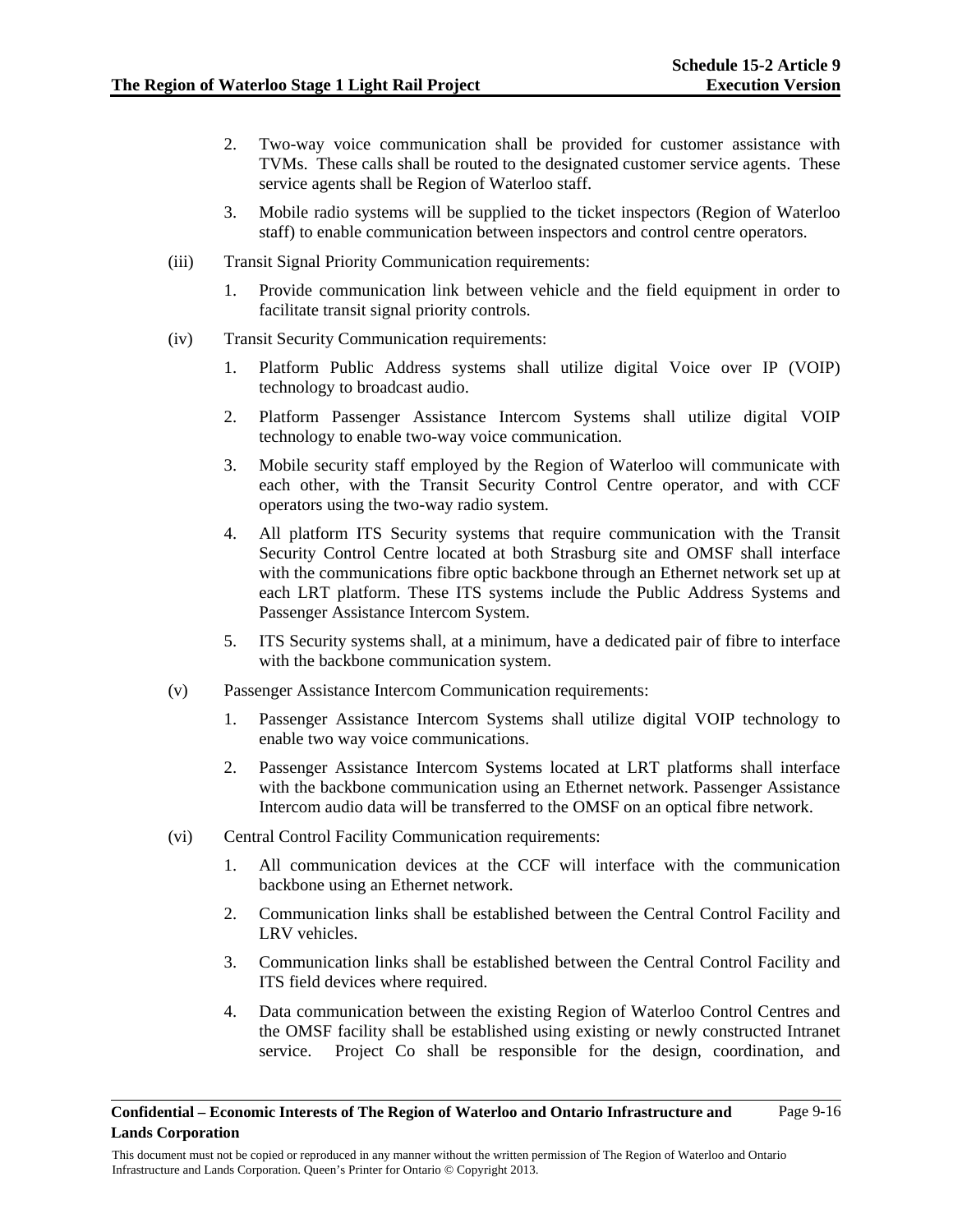2. Two-way voice communication shall be provided for customer assistance with TVMs. These calls shall be routed to the designated customer service agents. These service agents shall be Region of Waterloo staff.

3. Mobile radio systems will be supplied to the ticket inspectors (Region of Waterloo staff) to enable communication between inspectors and control centre operators.

(iii) Transit Signal Priority Communication requirements:

1. Provide communication link between vehicle and the field equipment in order to facilitate transit signal priority controls.

(iv) Transit Security Communication requirements:

1. Platform Public Address systems shall utilize digital Voice over IP (VOIP) technology to broadcast audio.

2. Platform Passenger Assistance Intercom Systems shall utilize digital VOIP technology to enable two-way voice communication.

3. Mobile security staff employed by the Region of Waterloo will communicate with each other, with the Transit Security Control Centre operator, and with CCF operators using the two-way radio system.

4. All platform ITS Security systems that require communication with the Transit Security Control Centre located at both Strasburg site and OMSF shall interface with the communications fibre optic backbone through an Ethernet network set up at each LRT platform. These ITS systems include the Public Address Systems and Passenger Assistance Intercom System.

5. ITS Security systems shall, at a minimum, have a dedicated pair of fibre to interface with the backbone communication system.

(v) Passenger Assistance Intercom Communication requirements:

1. Passenger Assistance Intercom Systems shall utilize digital VOIP technology to enable two way voice communications.

2. Passenger Assistance Intercom Systems located at LRT platforms shall interface with the backbone communication using an Ethernet network. Passenger Assistance Intercom audio data will be transferred to the OMSF on an optical fibre network.

(vi) Central Control Facility Communication requirements:

1. All communication devices at the CCF will interface with the communication backbone using an Ethernet network.

2. Communication links shall be established between the Central Control Facility and LRV vehicles.

3. Communication links shall be established between the Central Control Facility and ITS field devices where required.

4. Data communication between the existing Region of Waterloo Control Centres and the OMSF facility shall be established using existing or newly constructed Intranet service. Project Co shall be responsible for the design, coordination, and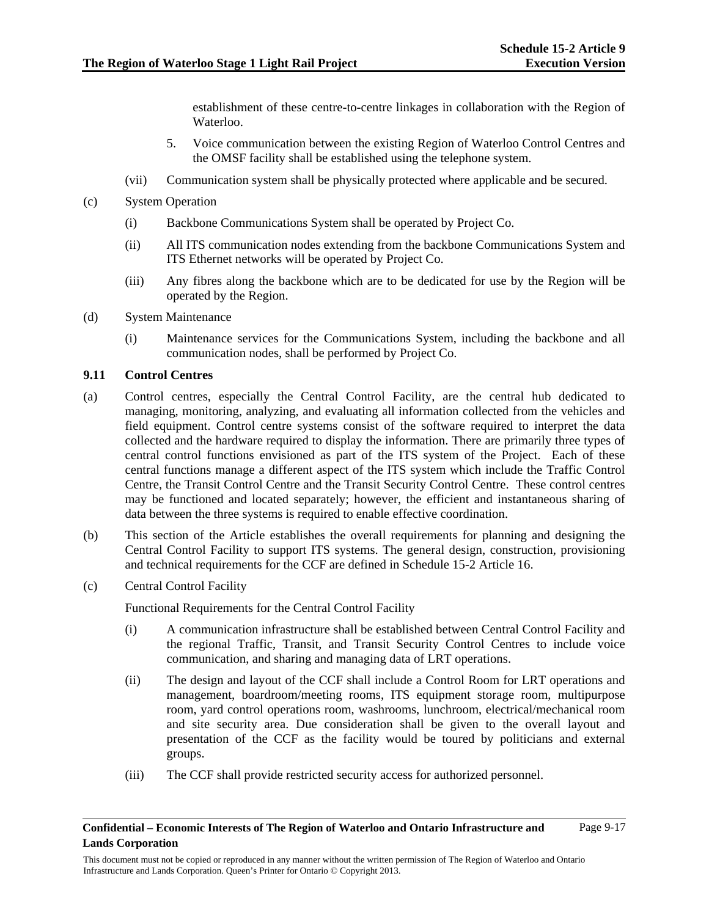establishment of these centre-to-centre linkages in collaboration with the Region of Waterloo.

5. Voice communication between the existing Region of Waterloo Control Centres and the OMSF facility shall be established using the telephone system.

(vii) Communication system shall be physically protected where applicable and be secured.

(c) System Operation

(i) Backbone Communications System shall be operated by Project Co.

(ii) All ITS communication nodes extending from the backbone Communications System and ITS Ethernet networks will be operated by Project Co.

(iii) Any fibres along the backbone which are to be dedicated for use by the Region will be operated by the Region.

(d) System Maintenance

(i) Maintenance services for the Communications System, including the backbone and all communication nodes, shall be performed by Project Co.

### 9.11 Control Centres

(a) Control centres, especially the Central Control Facility, are the central hub dedicated to managing, monitoring, analyzing, and evaluating all information collected from the vehicles and field equipment. Control centre systems consist of the software required to interpret the data collected and the hardware required to display the information. There are primarily three types of central control functions envisioned as part of the ITS system of the Project. Each of these central functions manage a different aspect of the ITS system which include the Traffic Control Centre, the Transit Control Centre and the Transit Security Control Centre. These control centres may be functioned and located separately; however, the efficient and instantaneous sharing of data between the three systems is required to enable effective coordination.

(b) This section of the Article establishes the overall requirements for planning and designing the Central Control Facility to support ITS systems. The general design, construction, provisioning and technical requirements for the CCF are defined in Schedule 15-2 Article 16.

(c) Central Control Facility

Functional Requirements for the Central Control Facility

(i) A communication infrastructure shall be established between Central Control Facility and the regional Traffic, Transit, and Transit Security Control Centres to include voice communication, and sharing and managing data of LRT operations.

(ii) The design and layout of the CCF shall include a Control Room for LRT operations and management, boardroom/meeting rooms, ITS equipment storage room, multipurpose room, yard control operations room, washrooms, lunchroom, electrical/mechanical room and site security area. Due consideration shall be given to the overall layout and presentation of the CCF as the facility would be toured by politicians and external groups.

(iii) The CCF shall provide restricted security access for authorized personnel.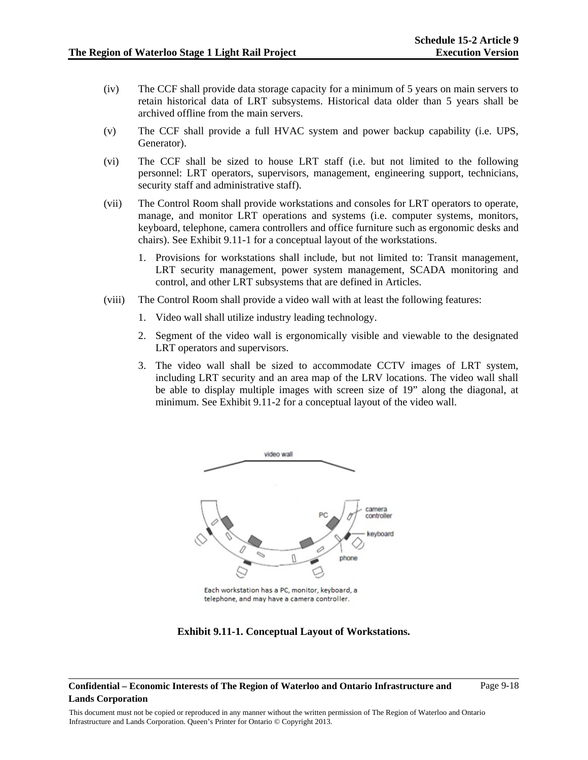(iv) The CCF shall provide data storage capacity for a minimum of 5 years on main servers to retain historical data of LRT subsystems. Historical data older than 5 years shall be archived offline from the main servers.

(v) The CCF shall provide a full HVAC system and power backup capability (i.e. UPS, Generator).

(vi) The CCF shall be sized to house LRT staff (i.e. but not limited to the following personnel: LRT operators, supervisors, management, engineering support, technicians, security staff and administrative staff).

(vii) The Control Room shall provide workstations and consoles for LRT operators to operate, manage, and monitor LRT operations and systems (i.e. computer systems, monitors, keyboard, telephone, camera controllers and office furniture such as ergonomic desks and chairs). See Exhibit 9.11-1 for a conceptual layout of the workstations.

1. Provisions for workstations shall include, but not limited to: Transit management, LRT security management, power system management, SCADA monitoring and control, and other LRT subsystems that are defined in Articles.

(viii) The Control Room shall provide a video wall with at least the following features:

1. Video wall shall utilize industry leading technology.
2. Segment of the video wall is ergonomically visible and viewable to the designated LRT operators and supervisors.
3. The video wall shall be sized to accommodate CCTV images of LRT system, including LRT security and an area map of the LRV locations. The video wall shall be able to display multiple images with screen size of 19" along the diagonal, at minimum. See Exhibit 9.11-2 for a conceptual layout of the video wall.

video wall

PC

camera controller

keyboard

phone

Each workstation has a PC, monitor, keyboard, a telephone, and may have a camera controller.

**Exhibit 9.11-1. Conceptual Layout of Workstations.**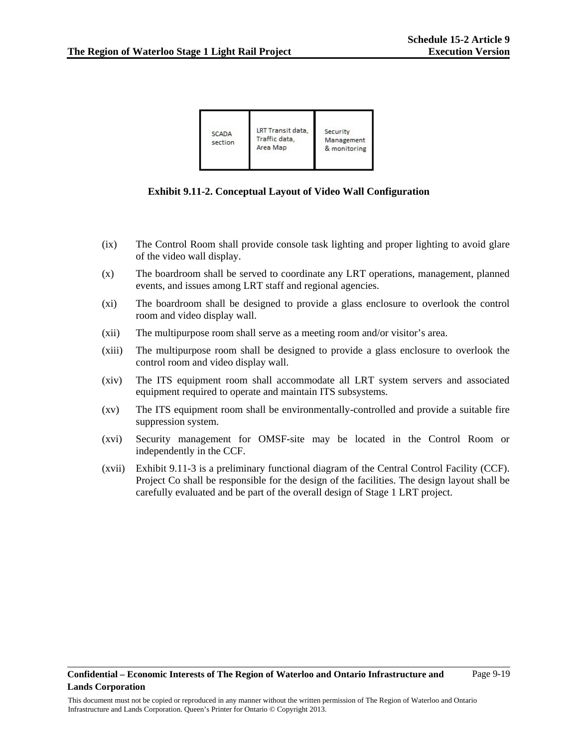| | | |
|---|---|---|
| SCADA section | LRT Transit data, Traffic data, Area Map | Security Management & monitoring |

**Exhibit 9.11-2. Conceptual Layout of Video Wall Configuration**

(ix) The Control Room shall provide console task lighting and proper lighting to avoid glare of the video wall display.

(x) The boardroom shall be served to coordinate any LRT operations, management, planned events, and issues among LRT staff and regional agencies.

(xi) The boardroom shall be designed to provide a glass enclosure to overlook the control room and video display wall.

(xii) The multipurpose room shall serve as a meeting room and/or visitor's area.

(xiii) The multipurpose room shall be designed to provide a glass enclosure to overlook the control room and video display wall.

(xiv) The ITS equipment room shall accommodate all LRT system servers and associated equipment required to operate and maintain ITS subsystems.

(xv) The ITS equipment room shall be environmentally-controlled and provide a suitable fire suppression system.

(xvi) Security management for OMSF-site may be located in the Control Room or independently in the CCF.

(xvii) Exhibit 9.11-3 is a preliminary functional diagram of the Central Control Facility (CCF). Project Co shall be responsible for the design of the facilities. The design layout shall be carefully evaluated and be part of the overall design of Stage 1 LRT project.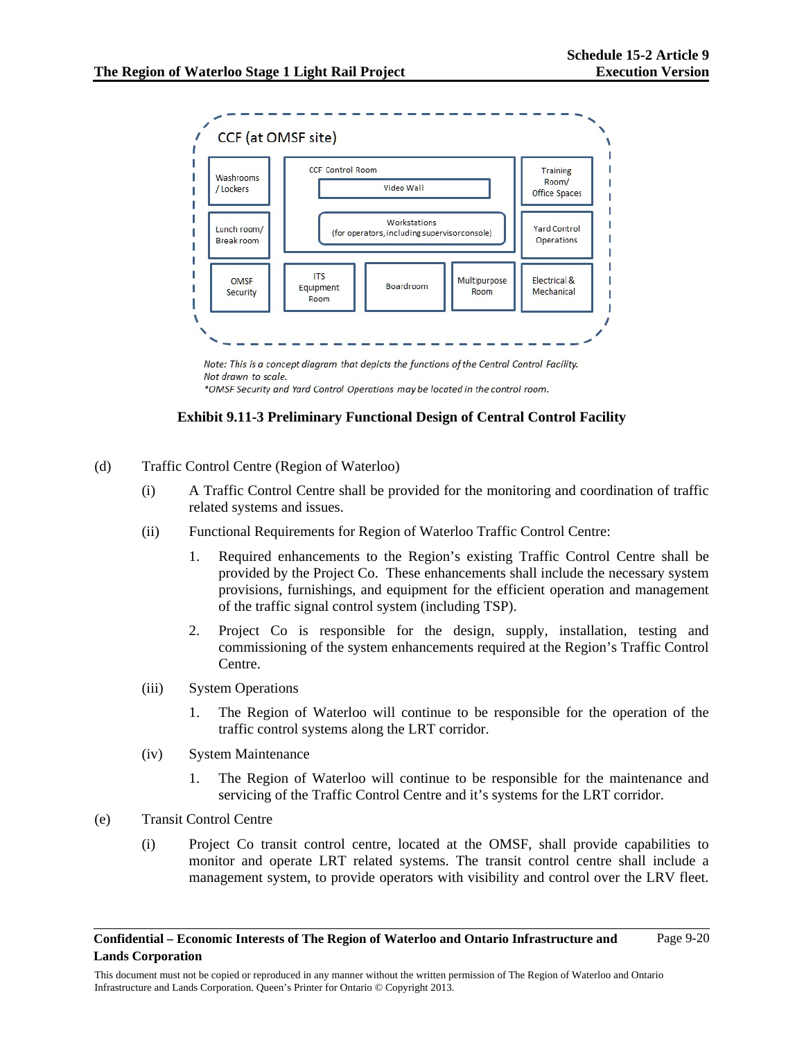CCF (at OMSF site)

Washrooms / Lockers

Lunch room/ Break room

OMSF Security

CCF Control Room

Video Wall

Workstations (for operators, including supervisor console)

Training Room/ Office Spaces

Yard Control Operations

ITS Equipment Room

Boardroom

Multipurpose Room

Electrical & Mechanical

*Note: This is a concept diagram that depicts the functions of the Central Control Facility. Not drawn to scale.*
**OMSF Security and Yard Control Operations may be located in the control room.*

**Exhibit 9.11-3 Preliminary Functional Design of Central Control Facility**

(d) Traffic Control Centre (Region of Waterloo)

(i) A Traffic Control Centre shall be provided for the monitoring and coordination of traffic related systems and issues.

(ii) Functional Requirements for Region of Waterloo Traffic Control Centre:

1. Required enhancements to the Region's existing Traffic Control Centre shall be provided by the Project Co. These enhancements shall include the necessary system provisions, furnishings, and equipment for the efficient operation and management of the traffic signal control system (including TSP).

2. Project Co is responsible for the design, supply, installation, testing and commissioning of the system enhancements required at the Region's Traffic Control Centre.

(iii) System Operations

1. The Region of Waterloo will continue to be responsible for the operation of the traffic control systems along the LRT corridor.

(iv) System Maintenance

1. The Region of Waterloo will continue to be responsible for the maintenance and servicing of the Traffic Control Centre and it's systems for the LRT corridor.

(e) Transit Control Centre

(i) Project Co transit control centre, located at the OMSF, shall provide capabilities to monitor and operate LRT related systems. The transit control centre shall include a management system, to provide operators with visibility and control over the LRV fleet.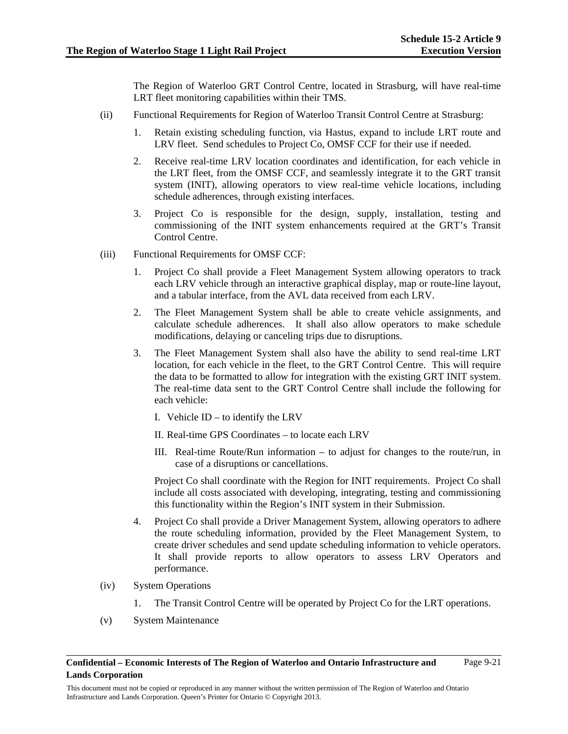The Region of Waterloo GRT Control Centre, located in Strasburg, will have real-time LRT fleet monitoring capabilities within their TMS.

(ii) Functional Requirements for Region of Waterloo Transit Control Centre at Strasburg:

1. Retain existing scheduling function, via Hastus, expand to include LRT route and LRV fleet. Send schedules to Project Co, OMSF CCF for their use if needed.

2. Receive real-time LRV location coordinates and identification, for each vehicle in the LRT fleet, from the OMSF CCF, and seamlessly integrate it to the GRT transit system (INIT), allowing operators to view real-time vehicle locations, including schedule adherences, through existing interfaces.

3. Project Co is responsible for the design, supply, installation, testing and commissioning of the INIT system enhancements required at the GRT's Transit Control Centre.

(iii) Functional Requirements for OMSF CCF:

1. Project Co shall provide a Fleet Management System allowing operators to track each LRV vehicle through an interactive graphical display, map or route-line layout, and a tabular interface, from the AVL data received from each LRV.

2. The Fleet Management System shall be able to create vehicle assignments, and calculate schedule adherences. It shall also allow operators to make schedule modifications, delaying or canceling trips due to disruptions.

3. The Fleet Management System shall also have the ability to send real-time LRT location, for each vehicle in the fleet, to the GRT Control Centre. This will require the data to be formatted to allow for integration with the existing GRT INIT system. The real-time data sent to the GRT Control Centre shall include the following for each vehicle:

   I. Vehicle ID – to identify the LRV

   II. Real-time GPS Coordinates – to locate each LRV

   III. Real-time Route/Run information – to adjust for changes to the route/run, in case of a disruptions or cancellations.

   Project Co shall coordinate with the Region for INIT requirements. Project Co shall include all costs associated with developing, integrating, testing and commissioning this functionality within the Region's INIT system in their Submission.

4. Project Co shall provide a Driver Management System, allowing operators to adhere the route scheduling information, provided by the Fleet Management System, to create driver schedules and send update scheduling information to vehicle operators. It shall provide reports to allow operators to assess LRV Operators and performance.

(iv) System Operations

1. The Transit Control Centre will be operated by Project Co for the LRT operations.

(v) System Maintenance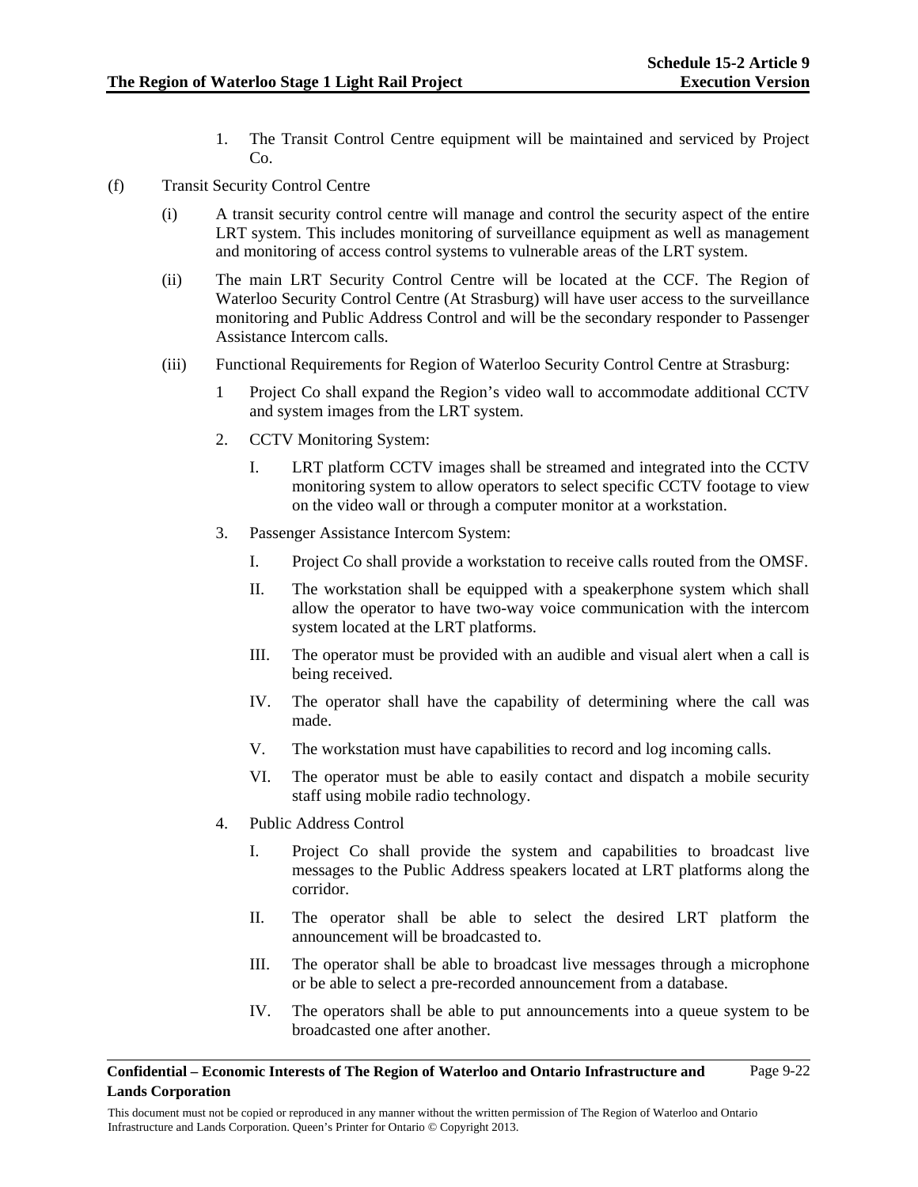1. The Transit Control Centre equipment will be maintained and serviced by Project Co.

(f) Transit Security Control Centre

(i) A transit security control centre will manage and control the security aspect of the entire LRT system. This includes monitoring of surveillance equipment as well as management and monitoring of access control systems to vulnerable areas of the LRT system.

(ii) The main LRT Security Control Centre will be located at the CCF. The Region of Waterloo Security Control Centre (At Strasburg) will have user access to the surveillance monitoring and Public Address Control and will be the secondary responder to Passenger Assistance Intercom calls.

(iii) Functional Requirements for Region of Waterloo Security Control Centre at Strasburg:

1 Project Co shall expand the Region's video wall to accommodate additional CCTV and system images from the LRT system.

2. CCTV Monitoring System:

I. LRT platform CCTV images shall be streamed and integrated into the CCTV monitoring system to allow operators to select specific CCTV footage to view on the video wall or through a computer monitor at a workstation.

3. Passenger Assistance Intercom System:

I. Project Co shall provide a workstation to receive calls routed from the OMSF.

II. The workstation shall be equipped with a speakerphone system which shall allow the operator to have two-way voice communication with the intercom system located at the LRT platforms.

III. The operator must be provided with an audible and visual alert when a call is being received.

IV. The operator shall have the capability of determining where the call was made.

V. The workstation must have capabilities to record and log incoming calls.

VI. The operator must be able to easily contact and dispatch a mobile security staff using mobile radio technology.

4. Public Address Control

I. Project Co shall provide the system and capabilities to broadcast live messages to the Public Address speakers located at LRT platforms along the corridor.

II. The operator shall be able to select the desired LRT platform the announcement will be broadcasted to.

III. The operator shall be able to broadcast live messages through a microphone or be able to select a pre-recorded announcement from a database.

IV. The operators shall be able to put announcements into a queue system to be broadcasted one after another.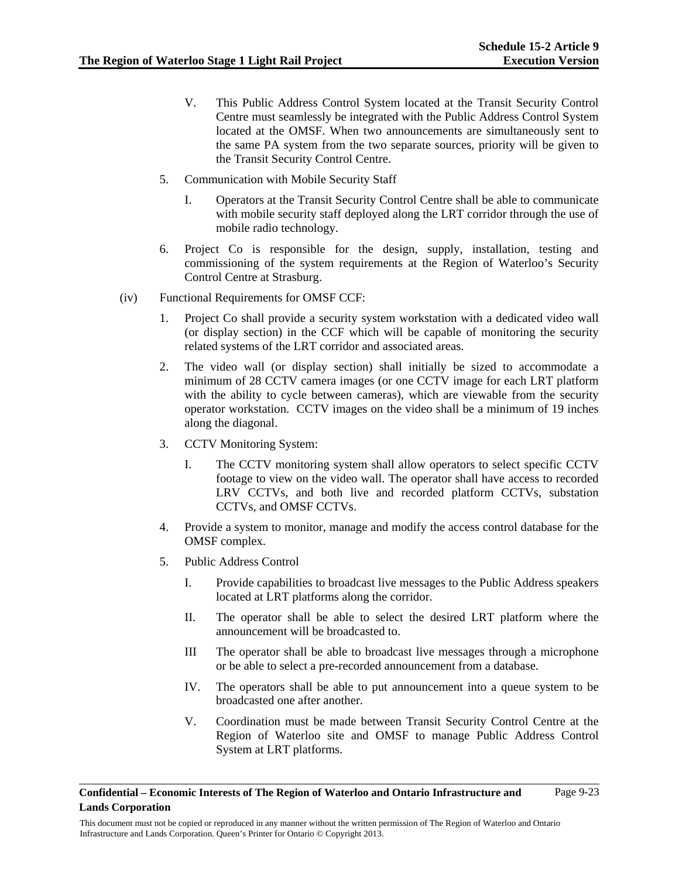V. This Public Address Control System located at the Transit Security Control Centre must seamlessly be integrated with the Public Address Control System located at the OMSF. When two announcements are simultaneously sent to the same PA system from the two separate sources, priority will be given to the Transit Security Control Centre.

5. Communication with Mobile Security Staff

   I. Operators at the Transit Security Control Centre shall be able to communicate with mobile security staff deployed along the LRT corridor through the use of mobile radio technology.

6. Project Co is responsible for the design, supply, installation, testing and commissioning of the system requirements at the Region of Waterloo's Security Control Centre at Strasburg.

(iv) Functional Requirements for OMSF CCF:

1. Project Co shall provide a security system workstation with a dedicated video wall (or display section) in the CCF which will be capable of monitoring the security related systems of the LRT corridor and associated areas.

2. The video wall (or display section) shall initially be sized to accommodate a minimum of 28 CCTV camera images (or one CCTV image for each LRT platform with the ability to cycle between cameras), which are viewable from the security operator workstation. CCTV images on the video shall be a minimum of 19 inches along the diagonal.

3. CCTV Monitoring System:

   I. The CCTV monitoring system shall allow operators to select specific CCTV footage to view on the video wall. The operator shall have access to recorded LRV CCTVs, and both live and recorded platform CCTVs, substation CCTVs, and OMSF CCTVs.

4. Provide a system to monitor, manage and modify the access control database for the OMSF complex.

5. Public Address Control

   I. Provide capabilities to broadcast live messages to the Public Address speakers located at LRT platforms along the corridor.

   II. The operator shall be able to select the desired LRT platform where the announcement will be broadcasted to.

   III The operator shall be able to broadcast live messages through a microphone or be able to select a pre-recorded announcement from a database.

   IV. The operators shall be able to put announcement into a queue system to be broadcasted one after another.

   V. Coordination must be made between Transit Security Control Centre at the Region of Waterloo site and OMSF to manage Public Address Control System at LRT platforms.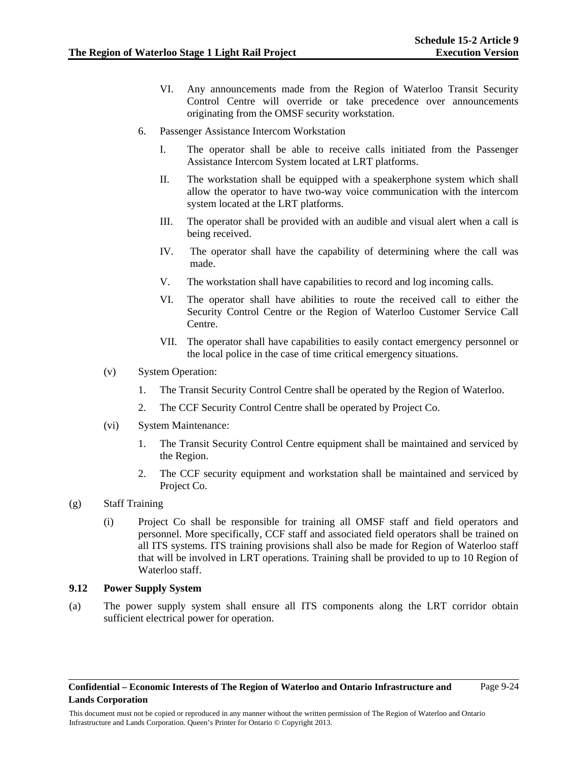VI. Any announcements made from the Region of Waterloo Transit Security Control Centre will override or take precedence over announcements originating from the OMSF security workstation.

6. Passenger Assistance Intercom Workstation

   I. The operator shall be able to receive calls initiated from the Passenger Assistance Intercom System located at LRT platforms.

   II. The workstation shall be equipped with a speakerphone system which shall allow the operator to have two-way voice communication with the intercom system located at the LRT platforms.

   III. The operator shall be provided with an audible and visual alert when a call is being received.

   IV. The operator shall have the capability of determining where the call was made.

   V. The workstation shall have capabilities to record and log incoming calls.

   VI. The operator shall have abilities to route the received call to either the Security Control Centre or the Region of Waterloo Customer Service Call Centre.

   VII. The operator shall have capabilities to easily contact emergency personnel or the local police in the case of time critical emergency situations.

(v) System Operation:

   1. The Transit Security Control Centre shall be operated by the Region of Waterloo.

   2. The CCF Security Control Centre shall be operated by Project Co.

(vi) System Maintenance:

   1. The Transit Security Control Centre equipment shall be maintained and serviced by the Region.

   2. The CCF security equipment and workstation shall be maintained and serviced by Project Co.

(g) Staff Training

   (i) Project Co shall be responsible for training all OMSF staff and field operators and personnel. More specifically, CCF staff and associated field operators shall be trained on all ITS systems. ITS training provisions shall also be made for Region of Waterloo staff that will be involved in LRT operations. Training shall be provided to up to 10 Region of Waterloo staff.

### 9.12 Power Supply System

(a) The power supply system shall ensure all ITS components along the LRT corridor obtain sufficient electrical power for operation.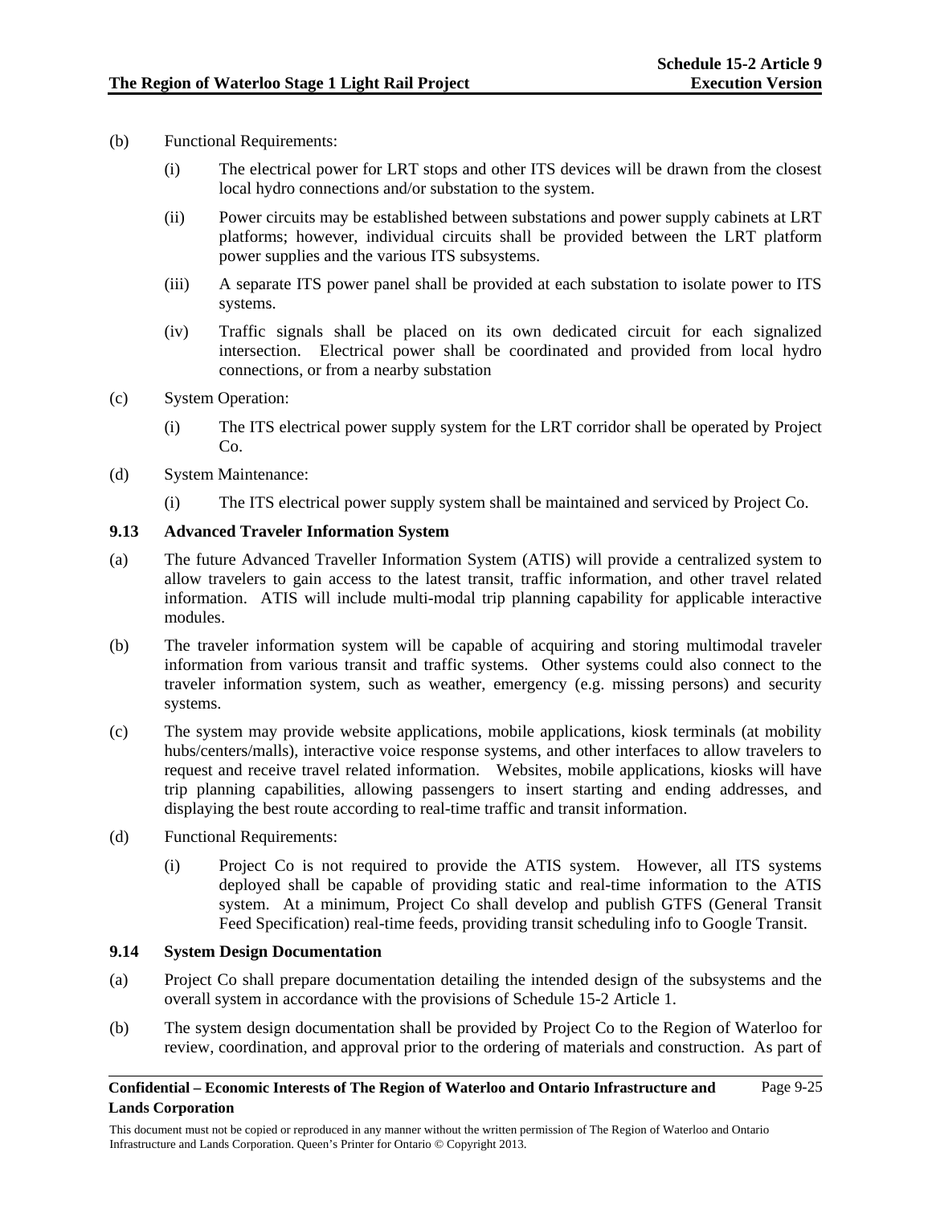(b) Functional Requirements:

(i) The electrical power for LRT stops and other ITS devices will be drawn from the closest local hydro connections and/or substation to the system.

(ii) Power circuits may be established between substations and power supply cabinets at LRT platforms; however, individual circuits shall be provided between the LRT platform power supplies and the various ITS subsystems.

(iii) A separate ITS power panel shall be provided at each substation to isolate power to ITS systems.

(iv) Traffic signals shall be placed on its own dedicated circuit for each signalized intersection. Electrical power shall be coordinated and provided from local hydro connections, or from a nearby substation

(c) System Operation:

(i) The ITS electrical power supply system for the LRT corridor shall be operated by Project Co.

(d) System Maintenance:

(i) The ITS electrical power supply system shall be maintained and serviced by Project Co.

**9.13 Advanced Traveler Information System**

(a) The future Advanced Traveller Information System (ATIS) will provide a centralized system to allow travelers to gain access to the latest transit, traffic information, and other travel related information. ATIS will include multi-modal trip planning capability for applicable interactive modules.

(b) The traveler information system will be capable of acquiring and storing multimodal traveler information from various transit and traffic systems. Other systems could also connect to the traveler information system, such as weather, emergency (e.g. missing persons) and security systems.

(c) The system may provide website applications, mobile applications, kiosk terminals (at mobility hubs/centers/malls), interactive voice response systems, and other interfaces to allow travelers to request and receive travel related information. Websites, mobile applications, kiosks will have trip planning capabilities, allowing passengers to insert starting and ending addresses, and displaying the best route according to real-time traffic and transit information.

(d) Functional Requirements:

(i) Project Co is not required to provide the ATIS system. However, all ITS systems deployed shall be capable of providing static and real-time information to the ATIS system. At a minimum, Project Co shall develop and publish GTFS (General Transit Feed Specification) real-time feeds, providing transit scheduling info to Google Transit.

**9.14 System Design Documentation**

(a) Project Co shall prepare documentation detailing the intended design of the subsystems and the overall system in accordance with the provisions of Schedule 15-2 Article 1.

(b) The system design documentation shall be provided by Project Co to the Region of Waterloo for review, coordination, and approval prior to the ordering of materials and construction. As part of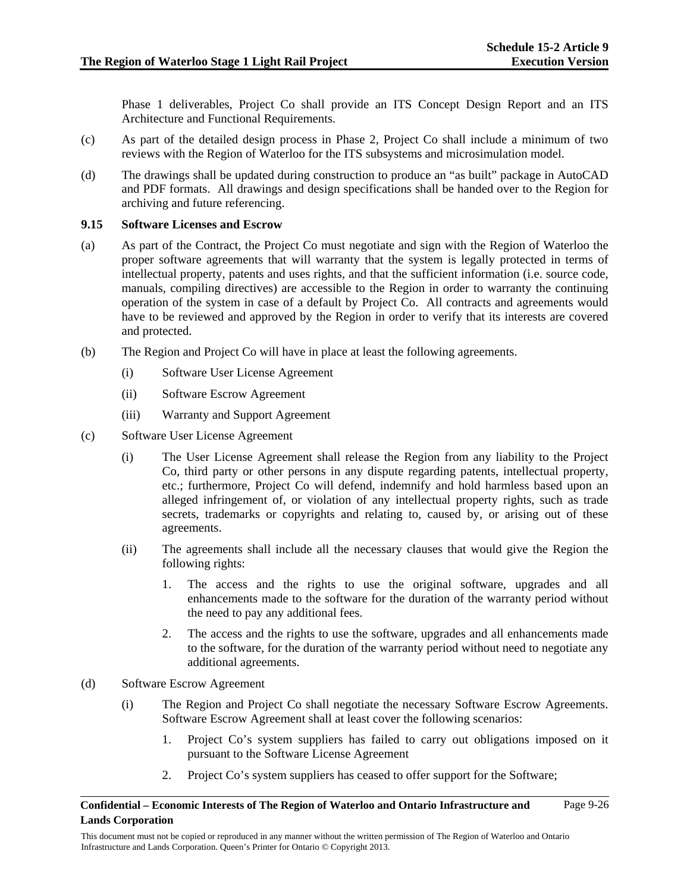Phase 1 deliverables, Project Co shall provide an ITS Concept Design Report and an ITS Architecture and Functional Requirements.

(c) As part of the detailed design process in Phase 2, Project Co shall include a minimum of two reviews with the Region of Waterloo for the ITS subsystems and microsimulation model.

(d) The drawings shall be updated during construction to produce an "as built" package in AutoCAD and PDF formats. All drawings and design specifications shall be handed over to the Region for archiving and future referencing.

### 9.15 Software Licenses and Escrow

(a) As part of the Contract, the Project Co must negotiate and sign with the Region of Waterloo the proper software agreements that will warranty that the system is legally protected in terms of intellectual property, patents and uses rights, and that the sufficient information (i.e. source code, manuals, compiling directives) are accessible to the Region in order to warranty the continuing operation of the system in case of a default by Project Co. All contracts and agreements would have to be reviewed and approved by the Region in order to verify that its interests are covered and protected.

(b) The Region and Project Co will have in place at least the following agreements.

   (i) Software User License Agreement

   (ii) Software Escrow Agreement

   (iii) Warranty and Support Agreement

(c) Software User License Agreement

   (i) The User License Agreement shall release the Region from any liability to the Project Co, third party or other persons in any dispute regarding patents, intellectual property, etc.; furthermore, Project Co will defend, indemnify and hold harmless based upon an alleged infringement of, or violation of any intellectual property rights, such as trade secrets, trademarks or copyrights and relating to, caused by, or arising out of these agreements.

   (ii) The agreements shall include all the necessary clauses that would give the Region the following rights:

      1. The access and the rights to use the original software, upgrades and all enhancements made to the software for the duration of the warranty period without the need to pay any additional fees.

      2. The access and the rights to use the software, upgrades and all enhancements made to the software, for the duration of the warranty period without need to negotiate any additional agreements.

(d) Software Escrow Agreement

   (i) The Region and Project Co shall negotiate the necessary Software Escrow Agreements. Software Escrow Agreement shall at least cover the following scenarios:

      1. Project Co's system suppliers has failed to carry out obligations imposed on it pursuant to the Software License Agreement

      2. Project Co's system suppliers has ceased to offer support for the Software;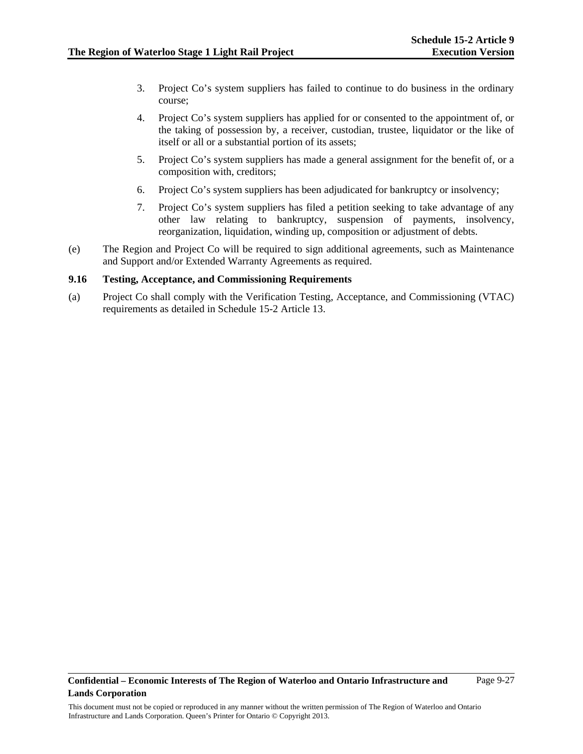3. Project Co's system suppliers has failed to continue to do business in the ordinary course;

4. Project Co's system suppliers has applied for or consented to the appointment of, or the taking of possession by, a receiver, custodian, trustee, liquidator or the like of itself or all or a substantial portion of its assets;

5. Project Co's system suppliers has made a general assignment for the benefit of, or a composition with, creditors;

6. Project Co's system suppliers has been adjudicated for bankruptcy or insolvency;

7. Project Co's system suppliers has filed a petition seeking to take advantage of any other law relating to bankruptcy, suspension of payments, insolvency, reorganization, liquidation, winding up, composition or adjustment of debts.

(e) The Region and Project Co will be required to sign additional agreements, such as Maintenance and Support and/or Extended Warranty Agreements as required.

### 9.16 Testing, Acceptance, and Commissioning Requirements

(a) Project Co shall comply with the Verification Testing, Acceptance, and Commissioning (VTAC) requirements as detailed in Schedule 15-2 Article 13.